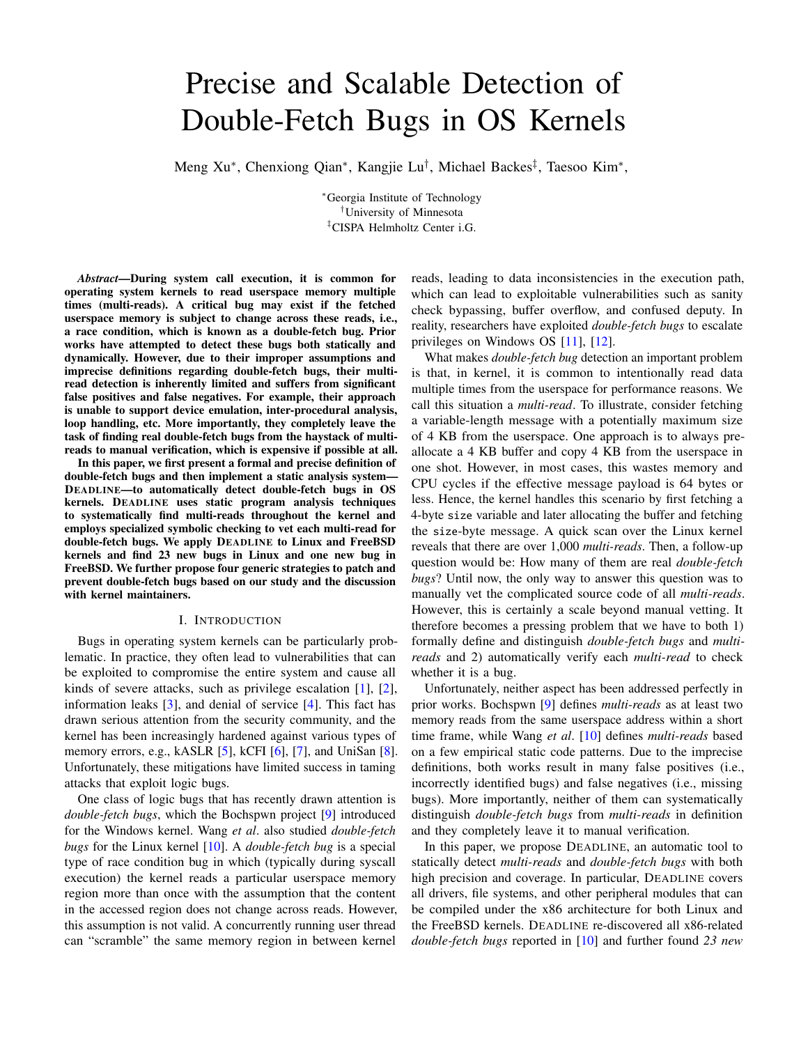# Precise and Scalable Detection of Double-Fetch Bugs in OS Kernels

Meng Xu[*], Chenxiong Qian[*], Kangjie Lu[†], Michael Backes[‡], Taesoo Kim[*],

[*]Georgia Institute of Technology
[†]University of Minnesota
[‡]CISPA Helmholtz Center i.G.

***Abstract*—During system call execution, it is common for operating system kernels to read userspace memory multiple times (multi-reads). A critical bug may exist if the fetched userspace memory is subject to change across these reads, i.e., a race condition, which is known as a double-fetch bug. Prior works have attempted to detect these bugs both statically and dynamically. However, due to their improper assumptions and imprecise definitions regarding double-fetch bugs, their multi-read detection is inherently limited and suffers from significant false positives and false negatives. For example, their approach is unable to support device emulation, inter-procedural analysis, loop handling, etc. More importantly, they completely leave the task of finding real double-fetch bugs from the haystack of multi-reads to manual verification, which is expensive if possible at all.**

**In this paper, we first present a formal and precise definition of double-fetch bugs and then implement a static analysis system—DEADLINE—to automatically detect double-fetch bugs in OS kernels. DEADLINE uses static program analysis techniques to systematically find multi-reads throughout the kernel and employs specialized symbolic checking to vet each multi-read for double-fetch bugs. We apply DEADLINE to Linux and FreeBSD kernels and find 23 new bugs in Linux and one new bug in FreeBSD. We further propose four generic strategies to patch and prevent double-fetch bugs based on our study and the discussion with kernel maintainers.**

## I. Introduction

Bugs in operating system kernels can be particularly problematic. In practice, they often lead to vulnerabilities that can be exploited to compromise the entire system and cause all kinds of severe attacks, such as privilege escalation [1], [2], information leaks [3], and denial of service [4]. This fact has drawn serious attention from the security community, and the kernel has been increasingly hardened against various types of memory errors, e.g., kASLR [5], kCFI [6], [7], and UniSan [8]. Unfortunately, these mitigations have limited success in taming attacks that exploit logic bugs.

One class of logic bugs that has recently drawn attention is *double-fetch bugs*, which the Bochspwn project [9] introduced for the Windows kernel. Wang *et al*. also studied *double-fetch bugs* for the Linux kernel [10]. A *double-fetch bug* is a special type of race condition bug in which (typically during syscall execution) the kernel reads a particular userspace memory region more than once with the assumption that the content in the accessed region does not change across reads. However, this assumption is not valid. A concurrently running user thread can "scramble" the same memory region in between kernel reads, leading to data inconsistencies in the execution path, which can lead to exploitable vulnerabilities such as sanity check bypassing, buffer overflow, and confused deputy. In reality, researchers have exploited *double-fetch bugs* to escalate privileges on Windows OS [11], [12].

What makes *double-fetch bug* detection an important problem is that, in kernel, it is common to intentionally read data multiple times from the userspace for performance reasons. We call this situation a *multi-read*. To illustrate, consider fetching a variable-length message with a potentially maximum size of 4 KB from the userspace. One approach is to always pre-allocate a 4 KB buffer and copy 4 KB from the userspace in one shot. However, in most cases, this wastes memory and CPU cycles if the effective message payload is 64 bytes or less. Hence, the kernel handles this scenario by first fetching a 4-byte `size` variable and later allocating the buffer and fetching the `size`-byte message. A quick scan over the Linux kernel reveals that there are over 1,000 *multi-reads*. Then, a follow-up question would be: How many of them are real *double-fetch bugs*? Until now, the only way to answer this question was to manually vet the complicated source code of all *multi-reads*. However, this is certainly a scale beyond manual vetting. It therefore becomes a pressing problem that we have to both 1) formally define and distinguish *double-fetch bugs* and *multi-reads* and 2) automatically verify each *multi-read* to check whether it is a bug.

Unfortunately, neither aspect has been addressed perfectly in prior works. Bochspwn [9] defines *multi-reads* as at least two memory reads from the same userspace address within a short time frame, while Wang *et al*. [10] defines *multi-reads* based on a few empirical static code patterns. Due to the imprecise definitions, both works result in many false positives (i.e., incorrectly identified bugs) and false negatives (i.e., missing bugs). More importantly, neither of them can systematically distinguish *double-fetch bugs* from *multi-reads* in definition and they completely leave it to manual verification.

In this paper, we propose DEADLINE, an automatic tool to statically detect *multi-reads* and *double-fetch bugs* with both high precision and coverage. In particular, DEADLINE covers all drivers, file systems, and other peripheral modules that can be compiled under the x86 architecture for both Linux and the FreeBSD kernels. DEADLINE re-discovered all x86-related *double-fetch bugs* reported in [10] and further found *23 new*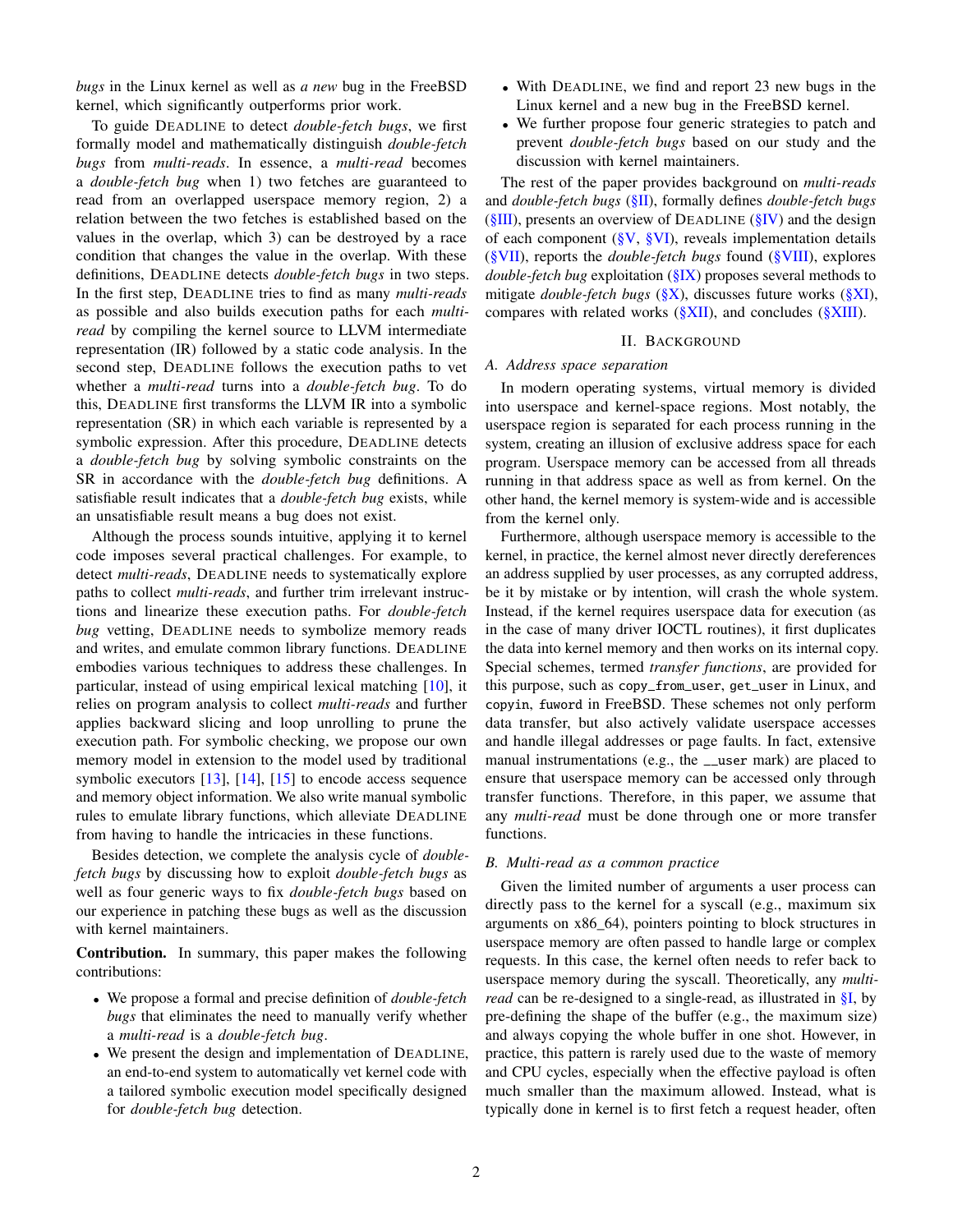*bugs* in the Linux kernel as well as *a new* bug in the FreeBSD kernel, which significantly outperforms prior work.

To guide DEADLINE to detect *double-fetch bugs*, we first formally model and mathematically distinguish *double-fetch bugs* from *multi-reads*. In essence, a *multi-read* becomes a *double-fetch bug* when 1) two fetches are guaranteed to read from an overlapped userspace memory region, 2) a relation between the two fetches is established based on the values in the overlap, which 3) can be destroyed by a race condition that changes the value in the overlap. With these definitions, DEADLINE detects *double-fetch bugs* in two steps. In the first step, DEADLINE tries to find as many *multi-reads* as possible and also builds execution paths for each *multi-read* by compiling the kernel source to LLVM intermediate representation (IR) followed by a static code analysis. In the second step, DEADLINE follows the execution paths to vet whether a *multi-read* turns into a *double-fetch bug*. To do this, DEADLINE first transforms the LLVM IR into a symbolic representation (SR) in which each variable is represented by a symbolic expression. After this procedure, DEADLINE detects a *double-fetch bug* by solving symbolic constraints on the SR in accordance with the *double-fetch bug* definitions. A satisfiable result indicates that a *double-fetch bug* exists, while an unsatisfiable result means a bug does not exist.

Although the process sounds intuitive, applying it to kernel code imposes several practical challenges. For example, to detect *multi-reads*, DEADLINE needs to systematically explore paths to collect *multi-reads*, and further trim irrelevant instructions and linearize these execution paths. For *double-fetch bug* vetting, DEADLINE needs to symbolize memory reads and writes, and emulate common library functions. DEADLINE embodies various techniques to address these challenges. In particular, instead of using empirical lexical matching [10], it relies on program analysis to collect *multi-reads* and further applies backward slicing and loop unrolling to prune the execution path. For symbolic checking, we propose our own memory model in extension to the model used by traditional symbolic executors [13], [14], [15] to encode access sequence and memory object information. We also write manual symbolic rules to emulate library functions, which alleviate DEADLINE from having to handle the intricacies in these functions.

Besides detection, we complete the analysis cycle of *double-fetch bugs* by discussing how to exploit *double-fetch bugs* as well as four generic ways to fix *double-fetch bugs* based on our experience in patching these bugs as well as the discussion with kernel maintainers.

**Contribution.** In summary, this paper makes the following contributions:

- We propose a formal and precise definition of *double-fetch bugs* that eliminates the need to manually verify whether a *multi-read* is a *double-fetch bug*.
- We present the design and implementation of DEADLINE, an end-to-end system to automatically vet kernel code with a tailored symbolic execution model specifically designed for *double-fetch bug* detection.
- With DEADLINE, we find and report 23 new bugs in the Linux kernel and a new bug in the FreeBSD kernel.
- We further propose four generic strategies to patch and prevent *double-fetch bugs* based on our study and the discussion with kernel maintainers.

The rest of the paper provides background on *multi-reads* and *double-fetch bugs* (§II), formally defines *double-fetch bugs* (§III), presents an overview of DEADLINE (§IV) and the design of each component (§V, §VI), reveals implementation details (§VII), reports the *double-fetch bugs* found (§VIII), explores *double-fetch bug* exploitation (§IX) proposes several methods to mitigate *double-fetch bugs* (§X), discusses future works (§XI), compares with related works (§XII), and concludes (§XIII).

## II. BACKGROUND

### A. Address space separation

In modern operating systems, virtual memory is divided into userspace and kernel-space regions. Most notably, the userspace region is separated for each process running in the system, creating an illusion of exclusive address space for each program. Userspace memory can be accessed from all threads running in that address space as well as from kernel. On the other hand, the kernel memory is system-wide and is accessible from the kernel only.

Furthermore, although userspace memory is accessible to the kernel, in practice, the kernel almost never directly dereferences an address supplied by user processes, as any corrupted address, be it by mistake or by intention, will crash the whole system. Instead, if the kernel requires userspace data for execution (as in the case of many driver IOCTL routines), it first duplicates the data into kernel memory and then works on its internal copy. Special schemes, termed *transfer functions*, are provided for this purpose, such as `copy_from_user`, `get_user` in Linux, and `copyin`, `fuword` in FreeBSD. These schemes not only perform data transfer, but also actively validate userspace accesses and handle illegal addresses or page faults. In fact, extensive manual instrumentations (e.g., the `__user` mark) are placed to ensure that userspace memory can be accessed only through transfer functions. Therefore, in this paper, we assume that any *multi-read* must be done through one or more transfer functions.

### B. Multi-read as a common practice

Given the limited number of arguments a user process can directly pass to the kernel for a syscall (e.g., maximum six arguments on x86_64), pointers pointing to block structures in userspace memory are often passed to handle large or complex requests. In this case, the kernel often needs to refer back to userspace memory during the syscall. Theoretically, any *multi-read* can be re-designed to a single-read, as illustrated in §I, by pre-defining the shape of the buffer (e.g., the maximum size) and always copying the whole buffer in one shot. However, in practice, this pattern is rarely used due to the waste of memory and CPU cycles, especially when the effective payload is often much smaller than the maximum allowed. Instead, what is typically done in kernel is to first fetch a request header, often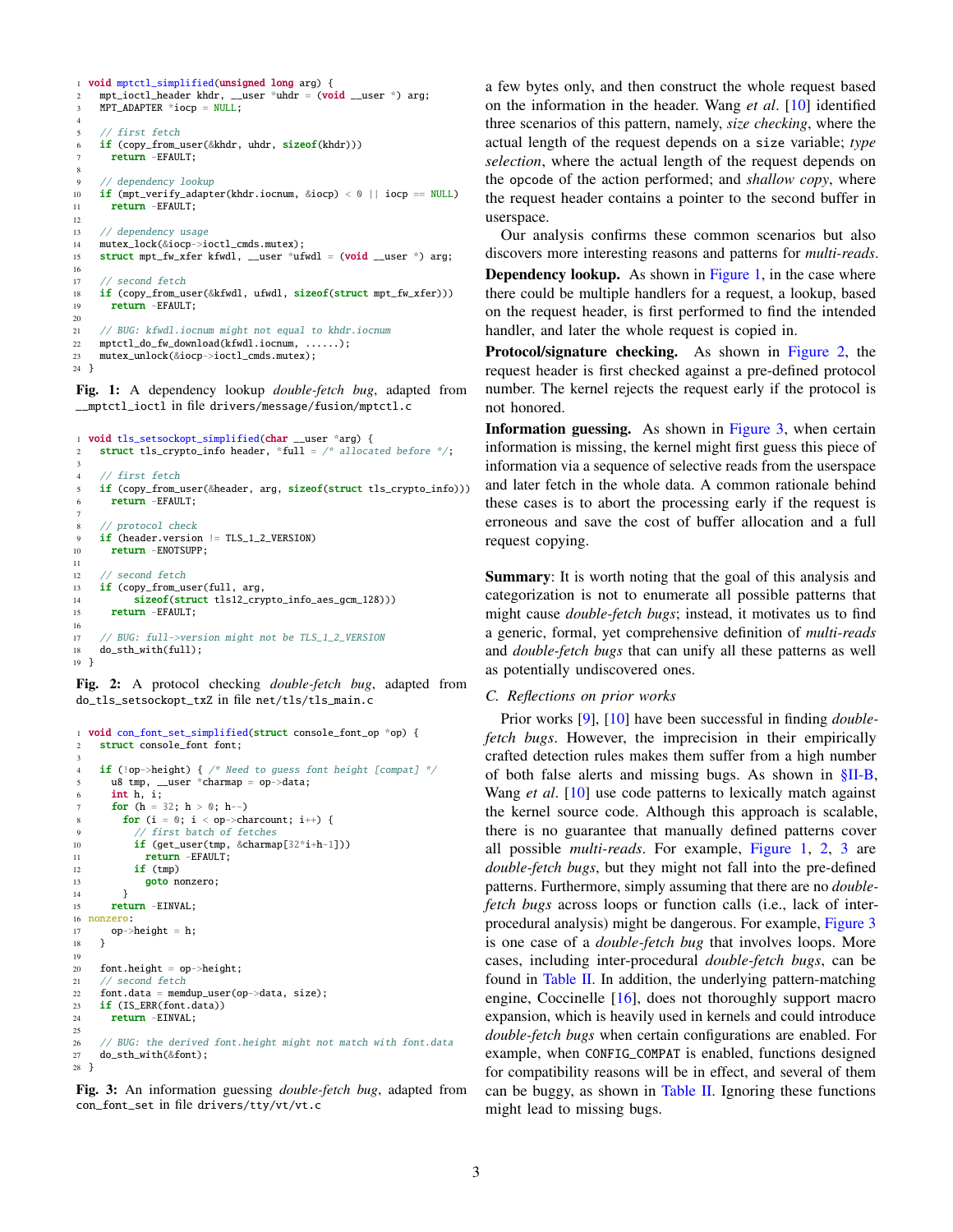```c
void mptctl_simplified(unsigned long arg) {
  mpt_ioctl_header khdr, __user *uhdr = (void __user *) arg;
  MPT_ADAPTER *iocp = NULL;

  // first fetch
  if (copy_from_user(&khdr, uhdr, sizeof(khdr)))
    return -EFAULT;

  // dependency lookup
  if (mpt_verify_adapter(khdr.iocnum, &iocp) < 0 || iocp == NULL)
    return -EFAULT;

  // dependency usage
  mutex_lock(&iocp->ioctl_cmds.mutex);
  struct mpt_fw_xfer kfwdl, __user *ufwdl = (void __user *) arg;

  // second fetch
  if (copy_from_user(&kfwdl, ufwdl, sizeof(struct mpt_fw_xfer)))
    return -EFAULT;

  // BUG: kfwdl.iocnum might not equal to khdr.iocnum
  mptctl_do_fw_download(kfwdl.iocnum, ......);
  mutex_unlock(&iocp->ioctl_cmds.mutex);
}
```

**Fig. 1:** A dependency lookup *double-fetch bug*, adapted from `__mptctl_ioctl` in file `drivers/message/fusion/mptctl.c`

```c
void tls_setsockopt_simplified(char __user *arg) {
  struct tls_crypto_info header, *full = /* allocated before */;

  // first fetch
  if (copy_from_user(&header, arg, sizeof(struct tls_crypto_info)))
    return -EFAULT;

  // protocol check
  if (header.version != TLS_1_2_VERSION)
    return -ENOTSUPP;

  // second fetch
  if (copy_from_user(full, arg,
        sizeof(struct tls12_crypto_info_aes_gcm_128)))
    return -EFAULT;

  // BUG: full->version might not be TLS_1_2_VERSION
  do_sth_with(full);
}
```

**Fig. 2:** A protocol checking *double-fetch bug*, adapted from `do_tls_setsockopt_txZ` in file `net/tls/tls_main.c`

```c
void con_font_set_simplified(struct console_font_op *op) {
  struct console_font font;

  if (!op->height) { /* Need to guess font height [compat] */
    u8 tmp, __user *charmap = op->data;
    int h, i;
    for (h = 32; h > 0; h--)
      for (i = 0; i < op->charcount; i++) {
        // first batch of fetches
        if (get_user(tmp, &charmap[32*i+h-1]))
          return -EFAULT;
        if (tmp)
          goto nonzero;
      }
    return -EINVAL;
nonzero:
    op->height = h;
  }

  font.height = op->height;
  // second fetch
  font.data = memdup_user(op->data, size);
  if (IS_ERR(font.data))
    return -EINVAL;

  // BUG: the derived font.height might not match with font.data
  do_sth_with(&font);
}
```

**Fig. 3:** An information guessing *double-fetch bug*, adapted from `con_font_set` in file `drivers/tty/vt/vt.c`

a few bytes only, and then construct the whole request based on the information in the header. Wang *et al*. [10] identified three scenarios of this pattern, namely, *size checking*, where the actual length of the request depends on a `size` variable; *type selection*, where the actual length of the request depends on the `opcode` of the action performed; and *shallow copy*, where the request header contains a pointer to the second buffer in userspace.

Our analysis confirms these common scenarios but also discovers more interesting reasons and patterns for *multi-reads*.

**Dependency lookup.** As shown in Figure 1, in the case where there could be multiple handlers for a request, a lookup, based on the request header, is first performed to find the intended handler, and later the whole request is copied in.

**Protocol/signature checking.** As shown in Figure 2, the request header is first checked against a pre-defined protocol number. The kernel rejects the request early if the protocol is not honored.

**Information guessing.** As shown in Figure 3, when certain information is missing, the kernel might first guess this piece of information via a sequence of selective reads from the userspace and later fetch in the whole data. A common rationale behind these cases is to abort the processing early if the request is erroneous and save the cost of buffer allocation and a full request copying.

**Summary**: It is worth noting that the goal of this analysis and categorization is not to enumerate all possible patterns that might cause *double-fetch bugs*; instead, it motivates us to find a generic, formal, yet comprehensive definition of *multi-reads* and *double-fetch bugs* that can unify all these patterns as well as potentially undiscovered ones.

### C. Reflections on prior works

Prior works [9], [10] have been successful in finding *double-fetch bugs*. However, the imprecision in their empirically crafted detection rules makes them suffer from a high number of both false alerts and missing bugs. As shown in §II-B, Wang *et al*. [10] use code patterns to lexically match against the kernel source code. Although this approach is scalable, there is no guarantee that manually defined patterns cover all possible *multi-reads*. For example, Figure 1, 2, 3 are *double-fetch bugs*, but they might not fall into the pre-defined patterns. Furthermore, simply assuming that there are no *double-fetch bugs* across loops or function calls (i.e., lack of inter-procedural analysis) might be dangerous. For example, Figure 3 is one case of a *double-fetch bug* that involves loops. More cases, including inter-procedural *double-fetch bugs*, can be found in Table II. In addition, the underlying pattern-matching engine, Coccinelle [16], does not thoroughly support macro expansion, which is heavily used in kernels and could introduce *double-fetch bugs* when certain configurations are enabled. For example, when `CONFIG_COMPAT` is enabled, functions designed for compatibility reasons will be in effect, and several of them can be buggy, as shown in Table II. Ignoring these functions might lead to missing bugs.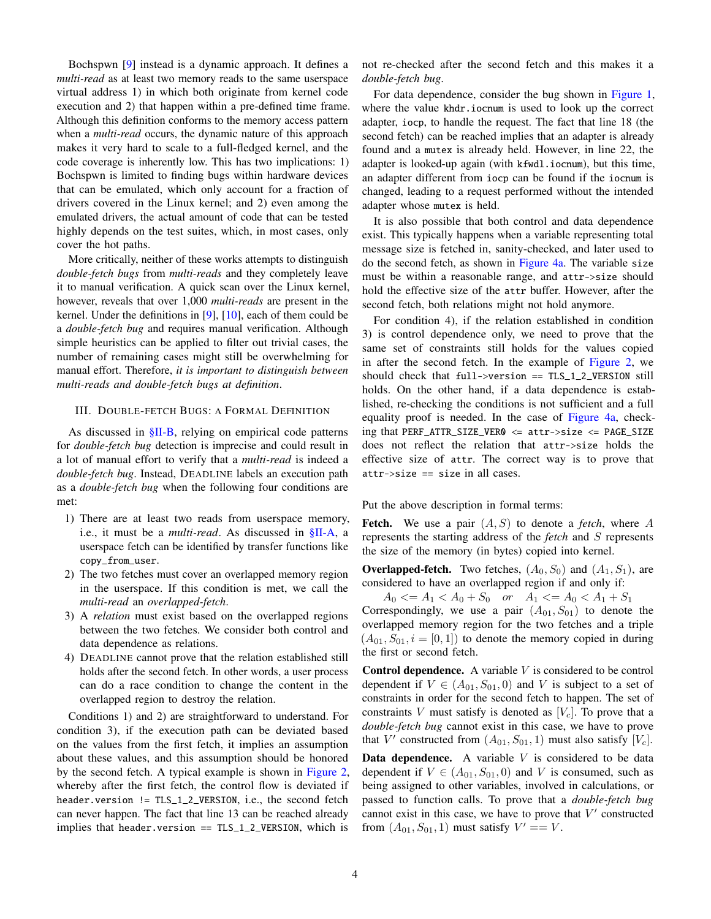Bochspwn [9] instead is a dynamic approach. It defines a *multi-read* as at least two memory reads to the same userspace virtual address 1) in which both originate from kernel code execution and 2) that happen within a pre-defined time frame. Although this definition conforms to the memory access pattern when a *multi-read* occurs, the dynamic nature of this approach makes it very hard to scale to a full-fledged kernel, and the code coverage is inherently low. This has two implications: 1) Bochspwn is limited to finding bugs within hardware devices that can be emulated, which only account for a fraction of drivers covered in the Linux kernel; and 2) even among the emulated drivers, the actual amount of code that can be tested highly depends on the test suites, which, in most cases, only cover the hot paths.

More critically, neither of these works attempts to distinguish *double-fetch bugs* from *multi-reads* and they completely leave it to manual verification. A quick scan over the Linux kernel, however, reveals that over 1,000 *multi-reads* are present in the kernel. Under the definitions in [9], [10], each of them could be a *double-fetch bug* and requires manual verification. Although simple heuristics can be applied to filter out trivial cases, the number of remaining cases might still be overwhelming for manual effort. Therefore, *it is important to distinguish between multi-reads and double-fetch bugs at definition*.

## III. Double-Fetch Bugs: A Formal Definition

As discussed in §II-B, relying on empirical code patterns for *double-fetch bug* detection is imprecise and could result in a lot of manual effort to verify that a *multi-read* is indeed a *double-fetch bug*. Instead, Deadline labels an execution path as a *double-fetch bug* when the following four conditions are met:

1) There are at least two reads from userspace memory, i.e., it must be a *multi-read*. As discussed in §II-A, a userspace fetch can be identified by transfer functions like `copy_from_user`.
2) The two fetches must cover an overlapped memory region in the userspace. If this condition is met, we call the *multi-read* an *overlapped-fetch*.
3) A *relation* must exist based on the overlapped regions between the two fetches. We consider both control and data dependence as relations.
4) Deadline cannot prove that the relation established still holds after the second fetch. In other words, a user process can do a race condition to change the content in the overlapped region to destroy the relation.

Conditions 1) and 2) are straightforward to understand. For condition 3), if the execution path can be deviated based on the values from the first fetch, it implies an assumption about these values, and this assumption should be honored by the second fetch. A typical example is shown in Figure 2, whereby after the first fetch, the control flow is deviated if `header.version != TLS_1_2_VERSION`, i.e., the second fetch can never happen. The fact that line 13 can be reached already implies that `header.version == TLS_1_2_VERSION`, which is not re-checked after the second fetch and this makes it a *double-fetch bug*.

For data dependence, consider the bug shown in Figure 1, where the value `khdr.iocnum` is used to look up the correct adapter, `iocp`, to handle the request. The fact that line 18 (the second fetch) can be reached implies that an adapter is already found and a `mutex` is already held. However, in line 22, the adapter is looked-up again (with `kfwdl.iocnum`), but this time, an adapter different from `iocp` can be found if the `iocnum` is changed, leading to a request performed without the intended adapter whose `mutex` is held.

It is also possible that both control and data dependence exist. This typically happens when a variable representing total message size is fetched in, sanity-checked, and later used to do the second fetch, as shown in Figure 4a. The variable `size` must be within a reasonable range, and `attr->size` should hold the effective size of the `attr` buffer. However, after the second fetch, both relations might not hold anymore.

For condition 4), if the relation established in condition 3) is control dependence only, we need to prove that the same set of constraints still holds for the values copied in after the second fetch. In the example of Figure 2, we should check that `full->version == TLS_1_2_VERSION` still holds. On the other hand, if a data dependence is established, re-checking the conditions is not sufficient and a full equality proof is needed. In the case of Figure 4a, checking that `PERF_ATTR_SIZE_VER0 <= attr->size <= PAGE_SIZE` does not reflect the relation that `attr->size` holds the effective size of `attr`. The correct way is to prove that `attr->size == size` in all cases.

Put the above description in formal terms:

**Fetch.** We use a pair $(A, S)$ to denote a *fetch*, where $A$ represents the starting address of the *fetch* and $S$ represents the size of the memory (in bytes) copied into kernel.

**Overlapped-fetch.** Two fetches, $(A_0, S_0)$ and $(A_1, S_1)$, are considered to have an overlapped region if and only if:

$$A_0 <= A_1 < A_0 + S_0 \quad or \quad A_1 <= A_0 < A_1 + S_1$$

Correspondingly, we use a pair $(A_{01}, S_{01})$ to denote the overlapped memory region for the two fetches and a triple $(A_{01}, S_{01}, i = [0, 1])$ to denote the memory copied in during the first or second fetch.

**Control dependence.** A variable $V$ is considered to be control dependent if $V \in (A_{01}, S_{01}, 0)$ and $V$ is subject to a set of constraints in order for the second fetch to happen. The set of constraints $V$ must satisfy is denoted as $[V_c]$. To prove that a *double-fetch bug* cannot exist in this case, we have to prove that $V'$ constructed from $(A_{01}, S_{01}, 1)$ must also satisfy $[V_c]$.

**Data dependence.** A variable $V$ is considered to be data dependent if $V \in (A_{01}, S_{01}, 0)$ and $V$ is consumed, such as being assigned to other variables, involved in calculations, or passed to function calls. To prove that a *double-fetch bug* cannot exist in this case, we have to prove that $V'$ constructed from $(A_{01}, S_{01}, 1)$ must satisfy $V' == V$.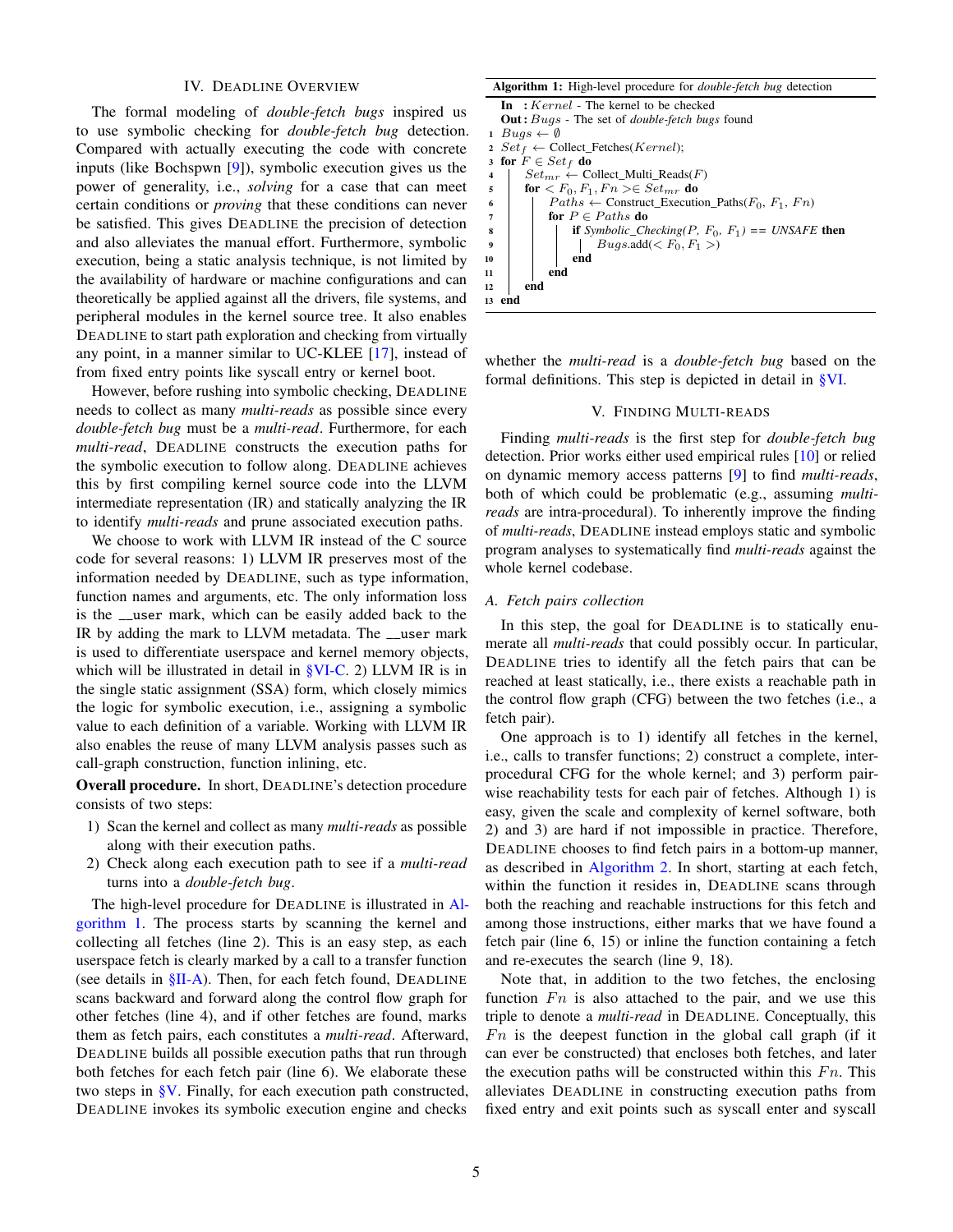## IV. DEADLINE OVERVIEW

The formal modeling of *double-fetch bugs* inspired us to use symbolic checking for *double-fetch bug* detection. Compared with actually executing the code with concrete inputs (like Bochspwn [9]), symbolic execution gives us the power of generality, i.e., *solving* for a case that can meet certain conditions or *proving* that these conditions can never be satisfied. This gives DEADLINE the precision of detection and also alleviates the manual effort. Furthermore, symbolic execution, being a static analysis technique, is not limited by the availability of hardware or machine configurations and can theoretically be applied against all the drivers, file systems, and peripheral modules in the kernel source tree. It also enables DEADLINE to start path exploration and checking from virtually any point, in a manner similar to UC-KLEE [17], instead of from fixed entry points like syscall entry or kernel boot.

However, before rushing into symbolic checking, DEADLINE needs to collect as many *multi-reads* as possible since every *double-fetch bug* must be a *multi-read*. Furthermore, for each *multi-read*, DEADLINE constructs the execution paths for the symbolic execution to follow along. DEADLINE achieves this by first compiling kernel source code into the LLVM intermediate representation (IR) and statically analyzing the IR to identify *multi-reads* and prune associated execution paths.

We choose to work with LLVM IR instead of the C source code for several reasons: 1) LLVM IR preserves most of the information needed by DEADLINE, such as type information, function names and arguments, etc. The only information loss is the `__user` mark, which can be easily added back to the IR by adding the mark to LLVM metadata. The `__user` mark is used to differentiate userspace and kernel memory objects, which will be illustrated in detail in §VI-C. 2) LLVM IR is in the single static assignment (SSA) form, which closely mimics the logic for symbolic execution, i.e., assigning a symbolic value to each definition of a variable. Working with LLVM IR also enables the reuse of many LLVM analysis passes such as call-graph construction, function inlining, etc.

**Overall procedure.** In short, DEADLINE's detection procedure consists of two steps:

1) Scan the kernel and collect as many *multi-reads* as possible along with their execution paths.
2) Check along each execution path to see if a *multi-read* turns into a *double-fetch bug*.

The high-level procedure for DEADLINE is illustrated in Algorithm 1. The process starts by scanning the kernel and collecting all fetches (line 2). This is an easy step, as each userspace fetch is clearly marked by a call to a transfer function (see details in §II-A). Then, for each fetch found, DEADLINE scans backward and forward along the control flow graph for other fetches (line 4), and if other fetches are found, marks them as fetch pairs, each constitutes a *multi-read*. Afterward, DEADLINE builds all possible execution paths that run through both fetches for each fetch pair (line 6). We elaborate these two steps in §V. Finally, for each execution path constructed, DEADLINE invokes its symbolic execution engine and checks whether the *multi-read* is a *double-fetch bug* based on the formal definitions. This step is depicted in detail in §VI.

**Algorithm 1:** High-level procedure for *double-fetch bug* detection

```
   In  : Kernel - The kernel to be checked
   Out : Bugs - The set of double-fetch bugs found
 1 Bugs ← ∅
 2 Set_f ← Collect_Fetches(Kernel);
 3 for F ∈ Set_f do
 4     Set_mr ← Collect_Multi_Reads(F)
 5     for < F_0, F_1, Fn >∈ Set_mr do
 6         Paths ← Construct_Execution_Paths(F_0, F_1, Fn)
 7         for P ∈ Paths do
 8             if Symbolic_Checking(P, F_0, F_1) == UNSAFE then
 9                 Bugs.add(< F_0, F_1 >)
10             end
11         end
12     end
13 end
```

## V. FINDING MULTI-READS

Finding *multi-reads* is the first step for *double-fetch bug* detection. Prior works either used empirical rules [10] or relied on dynamic memory access patterns [9] to find *multi-reads*, both of which could be problematic (e.g., assuming *multi-reads* are intra-procedural). To inherently improve the finding of *multi-reads*, DEADLINE instead employs static and symbolic program analyses to systematically find *multi-reads* against the whole kernel codebase.

### A. Fetch pairs collection

In this step, the goal for DEADLINE is to statically enumerate all *multi-reads* that could possibly occur. In particular, DEADLINE tries to identify all the fetch pairs that can be reached at least statically, i.e., there exists a reachable path in the control flow graph (CFG) between the two fetches (i.e., a fetch pair).

One approach is to 1) identify all fetches in the kernel, i.e., calls to transfer functions; 2) construct a complete, inter-procedural CFG for the whole kernel; and 3) perform pair-wise reachability tests for each pair of fetches. Although 1) is easy, given the scale and complexity of kernel software, both 2) and 3) are hard if not impossible in practice. Therefore, DEADLINE chooses to find fetch pairs in a bottom-up manner, as described in Algorithm 2. In short, starting at each fetch, within the function it resides in, DEADLINE scans through both the reaching and reachable instructions for this fetch and among those instructions, either marks that we have found a fetch pair (line 6, 15) or inline the function containing a fetch and re-executes the search (line 9, 18).

Note that, in addition to the two fetches, the enclosing function $Fn$ is also attached to the pair, and we use this triple to denote a *multi-read* in DEADLINE. Conceptually, this $Fn$ is the deepest function in the global call graph (if it can ever be constructed) that encloses both fetches, and later the execution paths will be constructed within this $Fn$. This alleviates DEADLINE in constructing execution paths from fixed entry and exit points such as syscall enter and syscall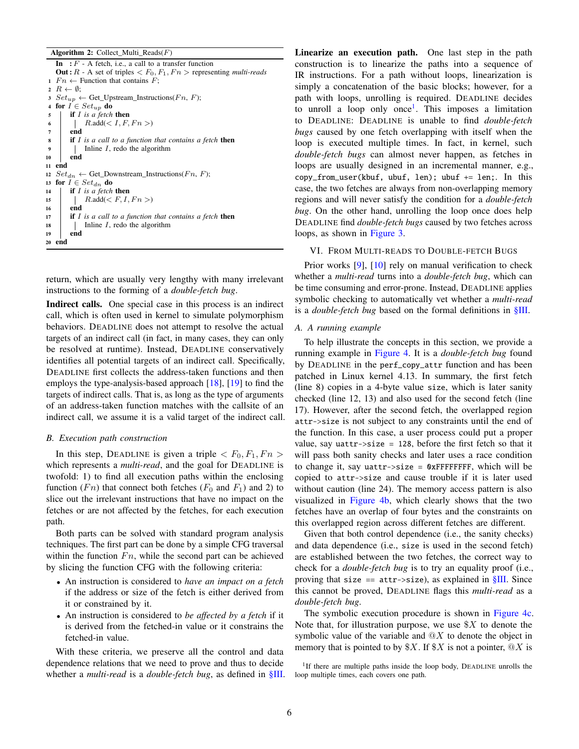**Algorithm 2:** Collect_Multi_Reads($F$)

```
   In  : F - A fetch, i.e., a call to a transfer function
   Out : R - A set of triples < F0, F1, Fn > representing multi-reads
 1 Fn ← Function that contains F;
 2 R ← ∅;
 3 Set_up ← Get_Upstream_Instructions(Fn, F);
 4 for I ∈ Set_up do
 5 |   if I is a fetch then
 6 |   |   R.add(< I, F, Fn >)
 7 |   end
 8 |   if I is a call to a function that contains a fetch then
 9 |   |   Inline I, redo the algorithm
10 |   end
11 end
12 Set_dn ← Get_Downstream_Instructions(Fn, F);
13 for I ∈ Set_dn do
14 |   if I is a fetch then
15 |   |   R.add(< F, I, Fn >)
16 |   end
17 |   if I is a call to a function that contains a fetch then
18 |   |   Inline I, redo the algorithm
19 |   end
20 end
```

return, which are usually very lengthy with many irrelevant instructions to the forming of a *double-fetch bug*.

**Indirect calls.** One special case in this process is an indirect call, which is often used in kernel to simulate polymorphism behaviors. DEADLINE does not attempt to resolve the actual targets of an indirect call (in fact, in many cases, they can only be resolved at runtime). Instead, DEADLINE conservatively identifies all potential targets of an indirect call. Specifically, DEADLINE first collects the address-taken functions and then employs the type-analysis-based approach [18], [19] to find the targets of indirect calls. That is, as long as the type of arguments of an address-taken function matches with the callsite of an indirect call, we assume it is a valid target of the indirect call.

### B. Execution path construction

In this step, DEADLINE is given a triple $< F_0, F_1, Fn >$ which represents a *multi-read*, and the goal for DEADLINE is twofold: 1) to find all execution paths within the enclosing function ($Fn$) that connect both fetches ($F_0$ and $F_1$) and 2) to slice out the irrelevant instructions that have no impact on the fetches or are not affected by the fetches, for each execution path.

Both parts can be solved with standard program analysis techniques. The first part can be done by a simple CFG traversal within the function $Fn$, while the second part can be achieved by slicing the function CFG with the following criteria:

- An instruction is considered to *have an impact on a fetch* if the address or size of the fetch is either derived from it or constrained by it.
- An instruction is considered to *be affected by a fetch* if it is derived from the fetched-in value or it constrains the fetched-in value.

With these criteria, we preserve all the control and data dependence relations that we need to prove and thus to decide whether a *multi-read* is a *double-fetch bug*, as defined in §III.

**Linearize an execution path.** One last step in the path construction is to linearize the paths into a sequence of IR instructions. For a path without loops, linearization is simply a concatenation of the basic blocks; however, for a path with loops, unrolling is required. DEADLINE decides to unroll a loop only once[1]. This imposes a limitation to DEADLINE: DEADLINE is unable to find *double-fetch bugs* caused by one fetch overlapping with itself when the loop is executed multiple times. In fact, in kernel, such *double-fetch bugs* can almost never happen, as fetches in loops are usually designed in an incremental manner, e.g., `copy_from_user(kbuf, ubuf, len); ubuf += len;`. In this case, the two fetches are always from non-overlapping memory regions and will never satisfy the condition for a *double-fetch bug*. On the other hand, unrolling the loop once does help DEADLINE find *double-fetch bugs* caused by two fetches across loops, as shown in Figure 3.

## VI. FROM MULTI-READS TO DOUBLE-FETCH BUGS

Prior works [9], [10] rely on manual verification to check whether a *multi-read* turns into a *double-fetch bug*, which can be time consuming and error-prone. Instead, DEADLINE applies symbolic checking to automatically vet whether a *multi-read* is a *double-fetch bug* based on the formal definitions in §III.

### A. A running example

To help illustrate the concepts in this section, we provide a running example in Figure 4. It is a *double-fetch bug* found by DEADLINE in the `perf_copy_attr` function and has been patched in Linux kernel 4.13. In summary, the first fetch (line 8) copies in a 4-byte value `size`, which is later sanity checked (line 12, 13) and also used for the second fetch (line 17). However, after the second fetch, the overlapped region `attr->size` is not subject to any constraints until the end of the function. In this case, a user process could put a proper value, say `uattr->size = 128`, before the first fetch so that it will pass both sanity checks and later uses a race condition to change it, say `uattr->size = 0xFFFFFFFF`, which will be copied to `attr->size` and cause trouble if it is later used without caution (line 24). The memory access pattern is also visualized in Figure 4b, which clearly shows that the two fetches have an overlap of four bytes and the constraints on this overlapped region across different fetches are different.

Given that both control dependence (i.e., the sanity checks) and data dependence (i.e., `size` is used in the second fetch) are established between the two fetches, the correct way to check for a *double-fetch bug* is to try an equality proof (i.e., proving that `size == attr->size`), as explained in §III. Since this cannot be proved, DEADLINE flags this *multi-read* as a *double-fetch bug*.

The symbolic execution procedure is shown in Figure 4c. Note that, for illustration purpose, we use $\$X$ to denote the symbolic value of the variable and $@X$ to denote the object in memory that is pointed to by $\$X$. If $\$X$ is not a pointer, $@X$ is

[1] If there are multiple paths inside the loop body, DEADLINE unrolls the loop multiple times, each covers one path.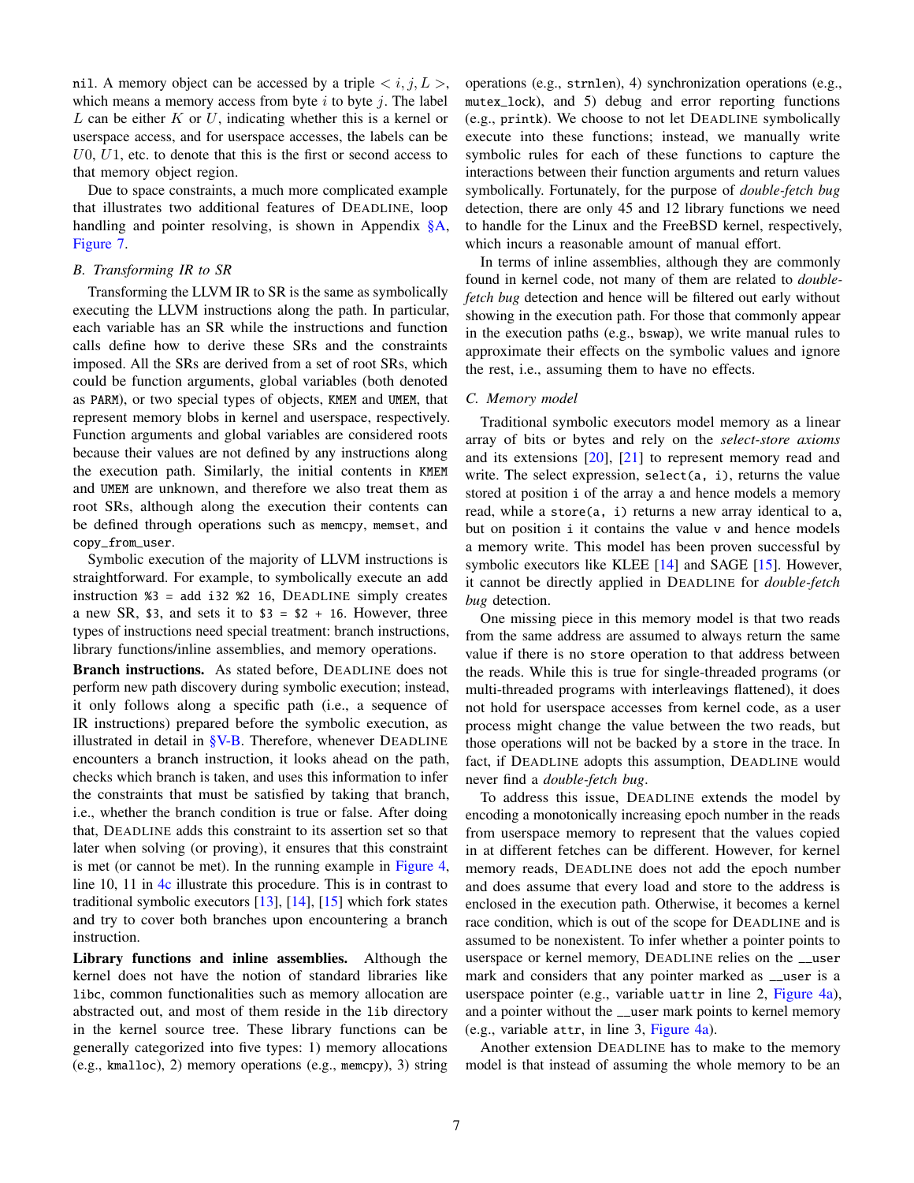nil. A memory object can be accessed by a triple $< i, j, L >$, which means a memory access from byte $i$ to byte $j$. The label $L$ can be either $K$ or $U$, indicating whether this is a kernel or userspace access, and for userspace accesses, the labels can be $U0$, $U1$, etc. to denote that this is the first or second access to that memory object region.

Due to space constraints, a much more complicated example that illustrates two additional features of DEADLINE, loop handling and pointer resolving, is shown in Appendix §A, Figure 7.

### B. Transforming IR to SR

Transforming the LLVM IR to SR is the same as symbolically executing the LLVM instructions along the path. In particular, each variable has an SR while the instructions and function calls define how to derive these SRs and the constraints imposed. All the SRs are derived from a set of root SRs, which could be function arguments, global variables (both denoted as `PARM`), or two special types of objects, `KMEM` and `UMEM`, that represent memory blobs in kernel and userspace, respectively. Function arguments and global variables are considered roots because their values are not defined by any instructions along the execution path. Similarly, the initial contents in `KMEM` and `UMEM` are unknown, and therefore we also treat them as root SRs, although along the execution their contents can be defined through operations such as `memcpy`, `memset`, and `copy_from_user`.

Symbolic execution of the majority of LLVM instructions is straightforward. For example, to symbolically execute an `add` instruction `%3 = add i32 %2 16`, DEADLINE simply creates a new SR, `$3`, and sets it to `$3 = $2 + 16`. However, three types of instructions need special treatment: branch instructions, library functions/inline assemblies, and memory operations.

**Branch instructions.** As stated before, DEADLINE does not perform new path discovery during symbolic execution; instead, it only follows along a specific path (i.e., a sequence of IR instructions) prepared before the symbolic execution, as illustrated in detail in §V-B. Therefore, whenever DEADLINE encounters a branch instruction, it looks ahead on the path, checks which branch is taken, and uses this information to infer the constraints that must be satisfied by taking that branch, i.e., whether the branch condition is true or false. After doing that, DEADLINE adds this constraint to its assertion set so that later when solving (or proving), it ensures that this constraint is met (or cannot be met). In the running example in Figure 4, line 10, 11 in 4c illustrate this procedure. This is in contrast to traditional symbolic executors [13], [14], [15] which fork states and try to cover both branches upon encountering a branch instruction.

**Library functions and inline assemblies.** Although the kernel does not have the notion of standard libraries like `libc`, common functionalities such as memory allocation are abstracted out, and most of them reside in the `lib` directory in the kernel source tree. These library functions can be generally categorized into five types: 1) memory allocations (e.g., `kmalloc`), 2) memory operations (e.g., `memcpy`), 3) string operations (e.g., `strnlen`), 4) synchronization operations (e.g., `mutex_lock`), and 5) debug and error reporting functions (e.g., `printk`). We choose to not let DEADLINE symbolically execute into these functions; instead, we manually write symbolic rules for each of these functions to capture the interactions between their function arguments and return values symbolically. Fortunately, for the purpose of *double-fetch bug* detection, there are only 45 and 12 library functions we need to handle for the Linux and the FreeBSD kernel, respectively, which incurs a reasonable amount of manual effort.

In terms of inline assemblies, although they are commonly found in kernel code, not many of them are related to *double-fetch bug* detection and hence will be filtered out early without showing in the execution path. For those that commonly appear in the execution paths (e.g., `bswap`), we write manual rules to approximate their effects on the symbolic values and ignore the rest, i.e., assuming them to have no effects.

### C. Memory model

Traditional symbolic executors model memory as a linear array of bits or bytes and rely on the *select-store axioms* and its extensions [20], [21] to represent memory read and write. The select expression, `select(a, i)`, returns the value stored at position `i` of the array `a` and hence models a memory read, while a `store(a, i)` returns a new array identical to `a`, but on position `i` it contains the value `v` and hence models a memory write. This model has been proven successful by symbolic executors like KLEE [14] and SAGE [15]. However, it cannot be directly applied in DEADLINE for *double-fetch bug* detection.

One missing piece in this memory model is that two reads from the same address are assumed to always return the same value if there is no `store` operation to that address between the reads. While this is true for single-threaded programs (or multi-threaded programs with interleavings flattened), it does not hold for userspace accesses from kernel code, as a user process might change the value between the two reads, but those operations will not be backed by a `store` in the trace. In fact, if DEADLINE adopts this assumption, DEADLINE would never find a *double-fetch bug*.

To address this issue, DEADLINE extends the model by encoding a monotonically increasing epoch number in the reads from userspace memory to represent that the values copied in at different fetches can be different. However, for kernel memory reads, DEADLINE does not add the epoch number and does assume that every load and store to the address is enclosed in the execution path. Otherwise, it becomes a kernel race condition, which is out of the scope for DEADLINE and is assumed to be nonexistent. To infer whether a pointer points to userspace or kernel memory, DEADLINE relies on the `__user` mark and considers that any pointer marked as `__user` is a userspace pointer (e.g., variable `uattr` in line 2, Figure 4a), and a pointer without the `__user` mark points to kernel memory (e.g., variable `attr`, in line 3, Figure 4a).

Another extension DEADLINE has to make to the memory model is that instead of assuming the whole memory to be an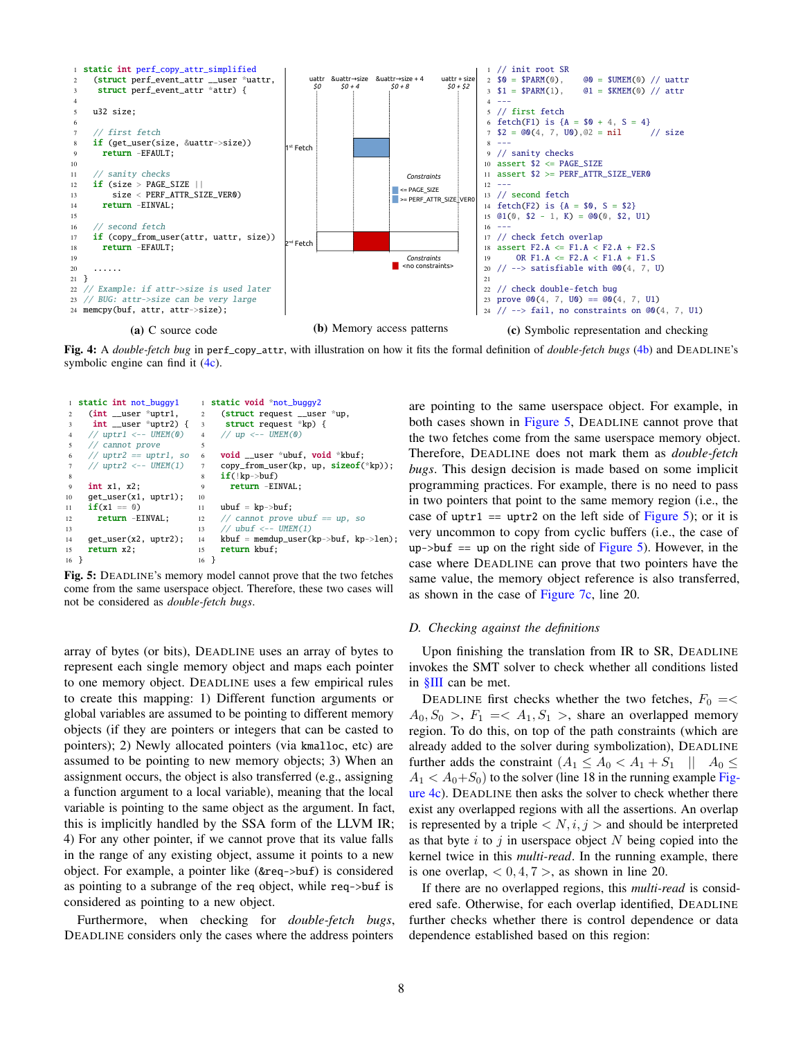```c
static int perf_copy_attr_simplified
  (struct perf_event_attr __user *uattr,
   struct perf_event_attr *attr) {

  u32 size;

  // first fetch
  if (get_user(size, &uattr->size))
    return -EFAULT;

  // sanity checks
  if (size > PAGE_SIZE ||
      size < PERF_ATTR_SIZE_VER0)
    return -EINVAL;

  // second fetch
  if (copy_from_user(attr, uattr, size))
    return -EFAULT;

  ......
}
// Example: if attr->size is used later
// BUG: attr->size can be very large
memcpy(buf, attr, attr->size);
```

(a) C source code

(b) Memory access patterns

```
// init root SR
$0 = $PARM(0),     @0 = $UMEM(0) // uattr
$1 = $PARM(1),     @1 = $KMEM(0) // attr
---
// first fetch
fetch(F1) is {A = $0 + 4, S = 4}
$2 = @0(4, 7, U0),@2 = nil      // size
---
// sanity checks
assert $2 <= PAGE_SIZE
assert $2 >= PERF_ATTR_SIZE_VER0
---
// second fetch
fetch(F2) is {A = $0, S = $2}
@1(0, $2 - 1, K) = @0(0, $2, U1)
---
// check fetch overlap
assert F2.A <= F1.A < F2.A + F2.S
    OR F1.A <= F2.A < F1.A + F1.S
// --> satisfiable with @0(4, 7, U)

// check double-fetch bug
prove @0(4, 7, U0) == @0(4, 7, U1)
// --> fail, no constraints on @0(4, 7, U1)
```

(c) Symbolic representation and checking

**Fig. 4:** A *double-fetch bug* in `perf_copy_attr`, with illustration on how it fits the formal definition of *double-fetch bugs* (4b) and DEADLINE's symbolic engine can find it (4c).

```c
static int not_buggy1
  (int __user *uptr1,
   int __user *uptr2) {
  // uptr1 <-- UMEM(0)
  // cannot prove
  // uptr2 == uptr1, so
  // uptr2 <-- UMEM(1)

  int x1, x2;
  get_user(x1, uptr1);
  if(x1 == 0)
    return -EINVAL;

  get_user(x2, uptr2);
  return x2;
}
```

```c
static void *not_buggy2
  (struct request __user *up,
   struct request *kp) {
  // up <-- UMEM(0)

  void __user *ubuf, void *kbuf;
  copy_from_user(kp, up, sizeof(*kp));
  if(!kp->buf)
    return -EINVAL;

  ubuf = kp->buf;
  // cannot prove ubuf == up, so
  // ubuf <-- UMEM(1)
  kbuf = memdup_user(kp->buf, kp->len);
  return kbuf;
}
```

**Fig. 5:** DEADLINE's memory model cannot prove that the two fetches come from the same userspace object. Therefore, these two cases will not be considered as *double-fetch bugs*.

array of bytes (or bits), DEADLINE uses an array of bytes to represent each single memory object and maps each pointer to one memory object. DEADLINE uses a few empirical rules to create this mapping: 1) Different function arguments or global variables are assumed to be pointing to different memory objects (if they are pointers or integers that can be casted to pointers); 2) Newly allocated pointers (via `kmalloc`, etc) are assumed to be pointing to new memory objects; 3) When an assignment occurs, the object is also transferred (e.g., assigning a function argument to a local variable), meaning that the local variable is pointing to the same object as the argument. In fact, this is implicitly handled by the SSA form of the LLVM IR; 4) For any other pointer, if we cannot prove that its value falls in the range of any existing object, assume it points to a new object. For example, a pointer like (`&req->buf`) is considered as pointing to a subrange of the `req` object, while `req->buf` is considered as pointing to a new object.

Furthermore, when checking for *double-fetch bugs*, DEADLINE considers only the cases where the address pointers are pointing to the same userspace object. For example, in both cases shown in Figure 5, DEADLINE cannot prove that the two fetches come from the same userspace memory object. Therefore, DEADLINE does not mark them as *double-fetch bugs*. This design decision is made based on some implicit programming practices. For example, there is no need to pass in two pointers that point to the same memory region (i.e., the case of `uptr1 == uptr2` on the left side of Figure 5); or it is very uncommon to copy from cyclic buffers (i.e., the case of `up->buf == up` on the right side of Figure 5). However, in the case where DEADLINE can prove that two pointers have the same value, the memory object reference is also transferred, as shown in the case of Figure 7c, line 20.

### D. Checking against the definitions

Upon finishing the translation from IR to SR, DEADLINE invokes the SMT solver to check whether all conditions listed in §III can be met.

DEADLINE first checks whether the two fetches, $F_0 =< A_0, S_0 >$, $F_1 =< A_1, S_1 >$, share an overlapped memory region. To do this, on top of the path constraints (which are already added to the solver during symbolization), DEADLINE further adds the constraint ($A_1 \leq A_0 < A_1 + S_1 \;\; || \;\; A_0 \leq A_1 < A_0{+}S_0$) to the solver (line 18 in the running example Figure 4c). DEADLINE then asks the solver to check whether there exist any overlapped regions with all the assertions. An overlap is represented by a triple $< N, i, j >$ and should be interpreted as that byte $i$ to $j$ in userspace object $N$ being copied into the kernel twice in this *multi-read*. In the running example, there is one overlap, $< 0, 4, 7 >$, as shown in line 20.

If there are no overlapped regions, this *multi-read* is considered safe. Otherwise, for each overlap identified, DEADLINE further checks whether there is control dependence or data dependence established based on this region: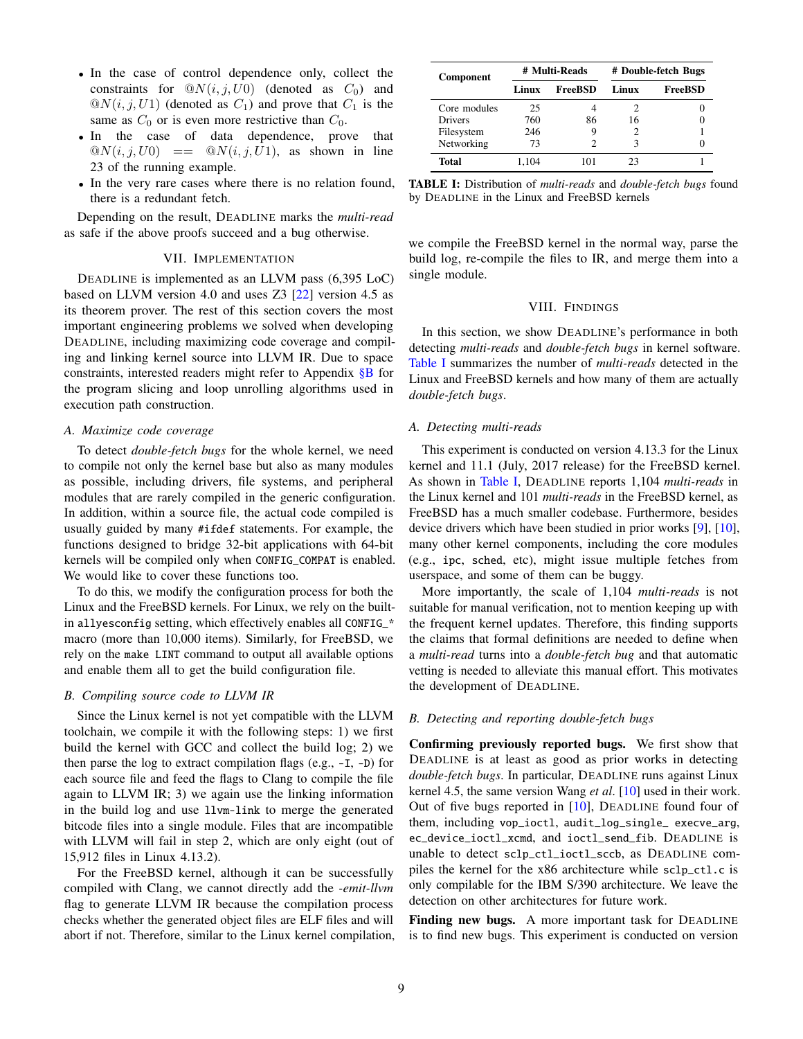- In the case of control dependence only, collect the constraints for $@N(i, j, U0)$ (denoted as $C_0$) and $@N(i, j, U1)$ (denoted as $C_1$) and prove that $C_1$ is the same as $C_0$ or is even more restrictive than $C_0$.
- In the case of data dependence, prove that $@N(i, j, U0) == @N(i, j, U1)$, as shown in line 23 of the running example.
- In the very rare cases where there is no relation found, there is a redundant fetch.

Depending on the result, DEADLINE marks the *multi-read* as safe if the above proofs succeed and a bug otherwise.

## VII. Implementation

DEADLINE is implemented as an LLVM pass (6,395 LoC) based on LLVM version 4.0 and uses Z3 [22] version 4.5 as its theorem prover. The rest of this section covers the most important engineering problems we solved when developing DEADLINE, including maximizing code coverage and compiling and linking kernel source into LLVM IR. Due to space constraints, interested readers might refer to Appendix §B for the program slicing and loop unrolling algorithms used in execution path construction.

### A. Maximize code coverage

To detect *double-fetch bugs* for the whole kernel, we need to compile not only the kernel base but also as many modules as possible, including drivers, file systems, and peripheral modules that are rarely compiled in the generic configuration. In addition, within a source file, the actual code compiled is usually guided by many `#ifdef` statements. For example, the functions designed to bridge 32-bit applications with 64-bit kernels will be compiled only when `CONFIG_COMPAT` is enabled. We would like to cover these functions too.

To do this, we modify the configuration process for both the Linux and the FreeBSD kernels. For Linux, we rely on the built-in `allyesconfig` setting, which effectively enables all `CONFIG_*` macro (more than 10,000 items). Similarly, for FreeBSD, we rely on the `make LINT` command to output all available options and enable them all to get the build configuration file.

### B. Compiling source code to LLVM IR

Since the Linux kernel is not yet compatible with the LLVM toolchain, we compile it with the following steps: 1) we first build the kernel with GCC and collect the build log; 2) we then parse the log to extract compilation flags (e.g., `-I`, `-D`) for each source file and feed the flags to Clang to compile the file again to LLVM IR; 3) we again use the linking information in the build log and use `llvm-link` to merge the generated bitcode files into a single module. Files that are incompatible with LLVM will fail in step 2, which are only eight (out of 15,912 files in Linux 4.13.2).

For the FreeBSD kernel, although it can be successfully compiled with Clang, we cannot directly add the *-emit-llvm* flag to generate LLVM IR because the compilation process checks whether the generated object files are ELF files and will abort if not. Therefore, similar to the Linux kernel compilation, we compile the FreeBSD kernel in the normal way, parse the build log, re-compile the files to IR, and merge them into a single module.

| Component | # Multi-Reads | | # Double-fetch Bugs | |
|---|---|---|---|---|
| | Linux | FreeBSD | Linux | FreeBSD |
| Core modules | 25 | 4 | 2 | 0 |
| Drivers | 760 | 86 | 16 | 0 |
| Filesystem | 246 | 9 | 2 | 1 |
| Networking | 73 | 2 | 3 | 0 |
| **Total** | 1,104 | 101 | 23 | 1 |

**TABLE I:** Distribution of *multi-reads* and *double-fetch bugs* found by DEADLINE in the Linux and FreeBSD kernels

## VIII. Findings

In this section, we show DEADLINE's performance in both detecting *multi-reads* and *double-fetch bugs* in kernel software. Table I summarizes the number of *multi-reads* detected in the Linux and FreeBSD kernels and how many of them are actually *double-fetch bugs*.

### A. Detecting multi-reads

This experiment is conducted on version 4.13.3 for the Linux kernel and 11.1 (July, 2017 release) for the FreeBSD kernel. As shown in Table I, DEADLINE reports 1,104 *multi-reads* in the Linux kernel and 101 *multi-reads* in the FreeBSD kernel, as FreeBSD has a much smaller codebase. Furthermore, besides device drivers which have been studied in prior works [9], [10], many other kernel components, including the core modules (e.g., `ipc`, `sched`, etc), might issue multiple fetches from userspace, and some of them can be buggy.

More importantly, the scale of 1,104 *multi-reads* is not suitable for manual verification, not to mention keeping up with the frequent kernel updates. Therefore, this finding supports the claims that formal definitions are needed to define when a *multi-read* turns into a *double-fetch bug* and that automatic vetting is needed to alleviate this manual effort. This motivates the development of DEADLINE.

### B. Detecting and reporting double-fetch bugs

**Confirming previously reported bugs.** We first show that DEADLINE is at least as good as prior works in detecting *double-fetch bugs*. In particular, DEADLINE runs against Linux kernel 4.5, the same version Wang *et al.* [10] used in their work. Out of five bugs reported in [10], DEADLINE found four of them, including `vop_ioctl`, `audit_log_single_ execve_arg`, `ec_device_ioctl_xcmd`, and `ioctl_send_fib`. DEADLINE is unable to detect `sclp_ctl_ioctl_sccb`, as DEADLINE compiles the kernel for the x86 architecture while `sclp_ctl.c` is only compilable for the IBM S/390 architecture. We leave the detection on other architectures for future work.

**Finding new bugs.** A more important task for DEADLINE is to find new bugs. This experiment is conducted on version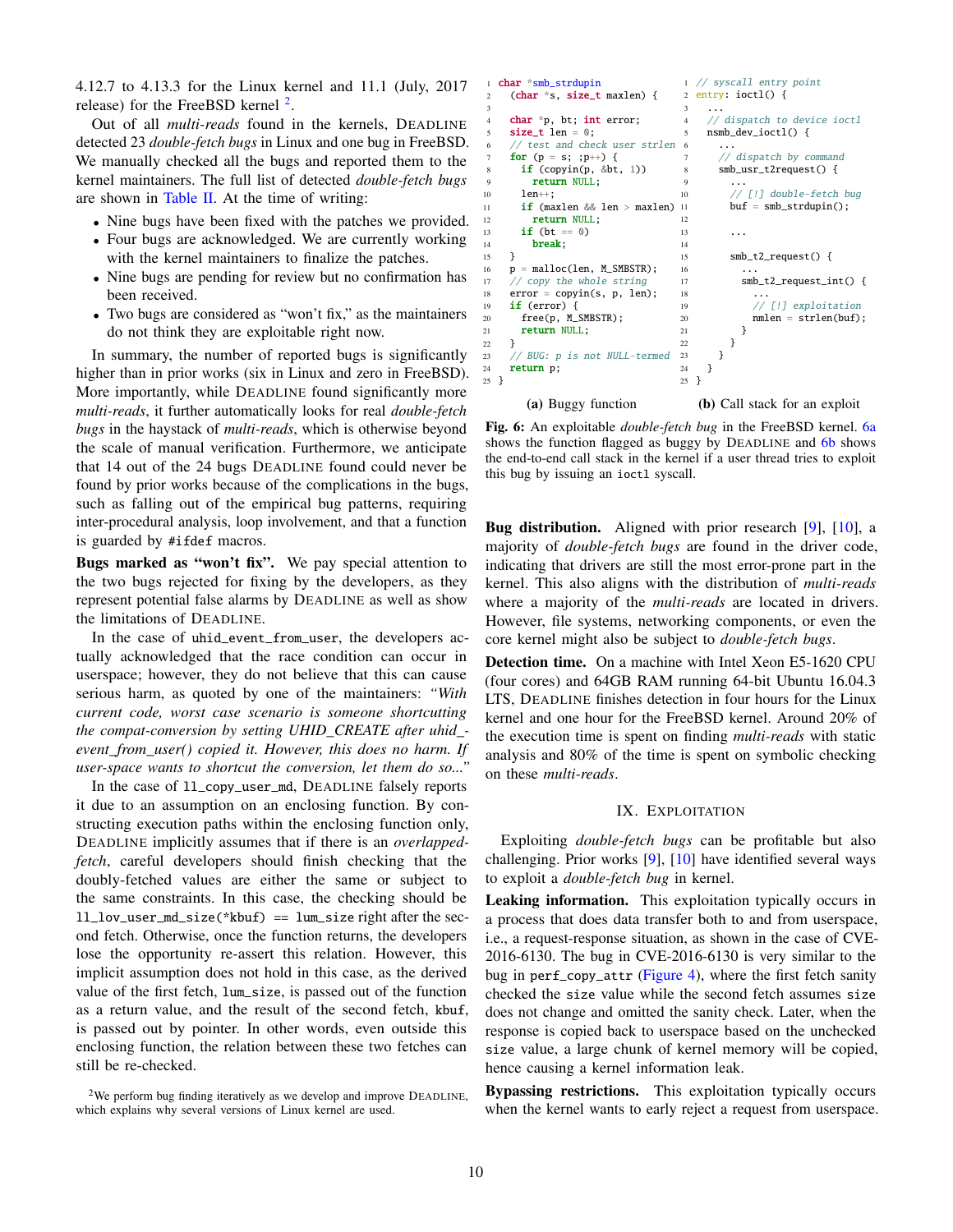4.12.7 to 4.13.3 for the Linux kernel and 11.1 (July, 2017 release) for the FreeBSD kernel [2].

Out of all *multi-reads* found in the kernels, DEADLINE detected 23 *double-fetch bugs* in Linux and one bug in FreeBSD. We manually checked all the bugs and reported them to the kernel maintainers. The full list of detected *double-fetch bugs* are shown in Table II. At the time of writing:

- Nine bugs have been fixed with the patches we provided.
- Four bugs are acknowledged. We are currently working with the kernel maintainers to finalize the patches.
- Nine bugs are pending for review but no confirmation has been received.
- Two bugs are considered as "won't fix," as the maintainers do not think they are exploitable right now.

In summary, the number of reported bugs is significantly higher than in prior works (six in Linux and zero in FreeBSD). More importantly, while DEADLINE found significantly more *multi-reads*, it further automatically looks for real *double-fetch bugs* in the haystack of *multi-reads*, which is otherwise beyond the scale of manual verification. Furthermore, we anticipate that 14 out of the 24 bugs DEADLINE found could never be found by prior works because of the complications in the bugs, such as falling out of the empirical bug patterns, requiring inter-procedural analysis, loop involvement, and that a function is guarded by `#ifdef` macros.

**Bugs marked as "won't fix".** We pay special attention to the two bugs rejected for fixing by the developers, as they represent potential false alarms by DEADLINE as well as show the limitations of DEADLINE.

In the case of `uhid_event_from_user`, the developers actually acknowledged that the race condition can occur in userspace; however, they do not believe that this can cause serious harm, as quoted by one of the maintainers: *"With current code, worst case scenario is someone shortcutting the compat-conversion by setting UHID_CREATE after uhid_event_from_user() copied it. However, this does no harm. If user-space wants to shortcut the conversion, let them do so..."*

In the case of `ll_copy_user_md`, DEADLINE falsely reports it due to an assumption on an enclosing function. By constructing execution paths within the enclosing function only, DEADLINE implicitly assumes that if there is an *overlapped-fetch*, careful developers should finish checking that the doubly-fetched values are either the same or subject to the same constraints. In this case, the checking should be `ll_lov_user_md_size(*kbuf) == lum_size` right after the second fetch. Otherwise, once the function returns, the developers lose the opportunity re-assert this relation. However, this implicit assumption does not hold in this case, as the derived value of the first fetch, `lum_size`, is passed out of the function as a return value, and the result of the second fetch, `kbuf`, is passed out by pointer. In other words, even outside this enclosing function, the relation between these two fetches can still be re-checked.

[2] We perform bug finding iteratively as we develop and improve DEADLINE, which explains why several versions of Linux kernel are used.

```c
1  char *smb_strdupin
2    (char *s, size_t maxlen) {
3
4    char *p, bt; int error;
5    size_t len = 0;
6    // test and check user strlen
7    for (p = s; ;p++) {
8      if (copyin(p, &bt, 1))
9        return NULL;
10     len++;
11     if (maxlen && len > maxlen)
12       return NULL;
13     if (bt == 0)
14       break;
15   }
16   p = malloc(len, M_SMBSTR);
17   // copy the whole string
18   error = copyin(s, p, len);
19   if (error) {
20     free(p, M_SMBSTR);
21     return NULL;
22   }
23   // BUG: p is not NULL-termed
24   return p;
25 }
```

(a) Buggy function

```c
1  // syscall entry point
2  entry: ioctl() {
3    ...
4    // dispatch to device ioctl
5    nsmb_dev_ioctl() {
6      ...
7      // dispatch by command
8      smb_usr_t2request() {
9        ...
10       // [!] double-fetch bug
11       buf = smb_strdupin();
12
13       ...
14
15       smb_t2_request() {
16         ...
17         smb_t2_request_int() {
18           ...
19           // [!] exploitation
20           nmlen = strlen(buf);
21         }
22       }
23     }
24   }
25 }
```

(b) Call stack for an exploit

**Fig. 6:** An exploitable *double-fetch bug* in the FreeBSD kernel. 6a shows the function flagged as buggy by DEADLINE and 6b shows the end-to-end call stack in the kernel if a user thread tries to exploit this bug by issuing an `ioctl` syscall.

**Bug distribution.** Aligned with prior research [9], [10], a majority of *double-fetch bugs* are found in the driver code, indicating that drivers are still the most error-prone part in the kernel. This also aligns with the distribution of *multi-reads* where a majority of the *multi-reads* are located in drivers. However, file systems, networking components, or even the core kernel might also be subject to *double-fetch bugs*.

**Detection time.** On a machine with Intel Xeon E5-1620 CPU (four cores) and 64GB RAM running 64-bit Ubuntu 16.04.3 LTS, DEADLINE finishes detection in four hours for the Linux kernel and one hour for the FreeBSD kernel. Around 20% of the execution time is spent on finding *multi-reads* with static analysis and 80% of the time is spent on symbolic checking on these *multi-reads*.

## IX. EXPLOITATION

Exploiting *double-fetch bugs* can be profitable but also challenging. Prior works [9], [10] have identified several ways to exploit a *double-fetch bug* in kernel.

**Leaking information.** This exploitation typically occurs in a process that does data transfer both to and from userspace, i.e., a request-response situation, as shown in the case of CVE-2016-6130. The bug in CVE-2016-6130 is very similar to the bug in `perf_copy_attr` (Figure 4), where the first fetch sanity checked the `size` value while the second fetch assumes `size` does not change and omitted the sanity check. Later, when the response is copied back to userspace based on the unchecked `size` value, a large chunk of kernel memory will be copied, hence causing a kernel information leak.

**Bypassing restrictions.** This exploitation typically occurs when the kernel wants to early reject a request from userspace.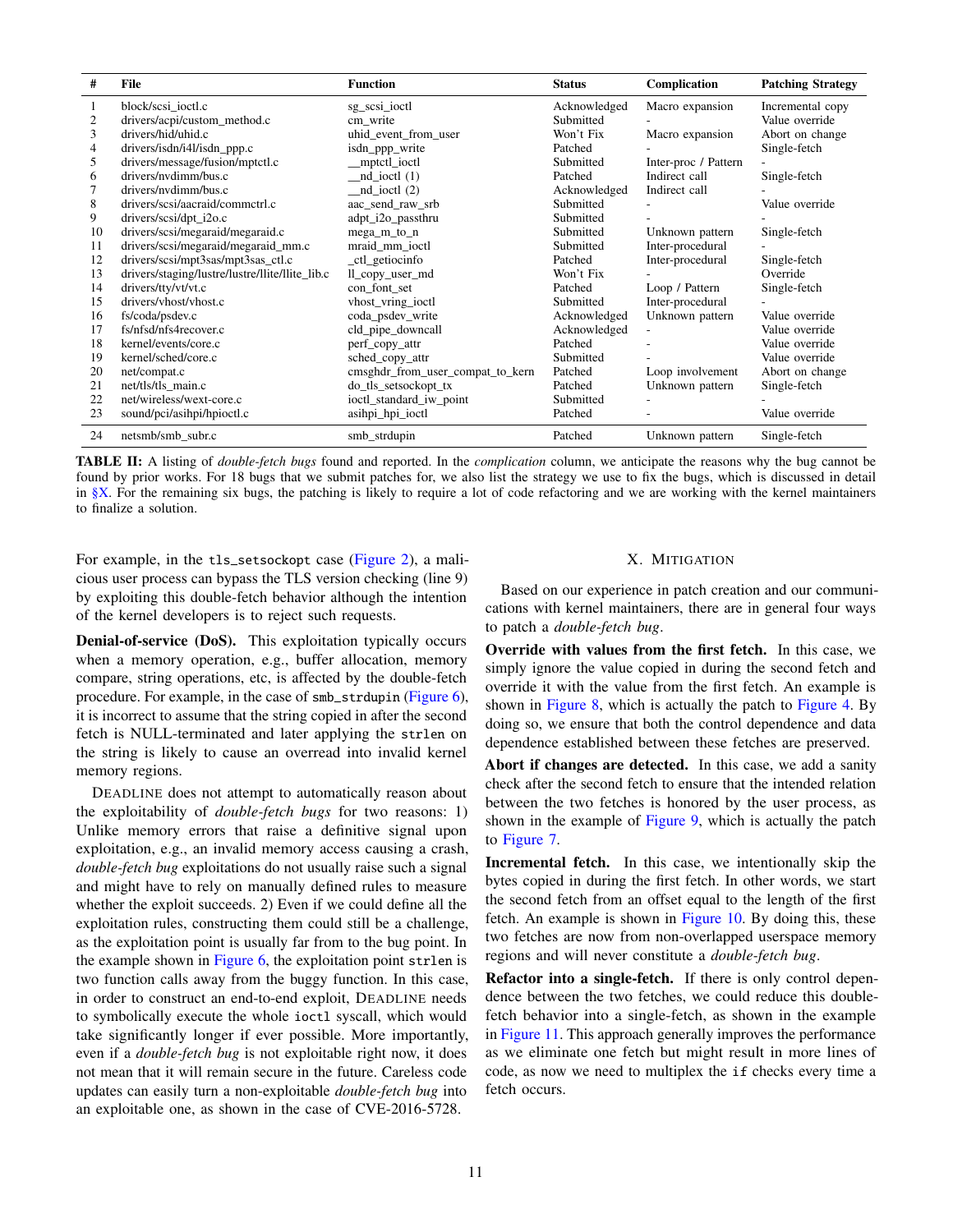| # | File | Function | Status | Complication | Patching Strategy |
|---|---|---|---|---|---|
| 1 | block/scsi_ioctl.c | sg_scsi_ioctl | Acknowledged | Macro expansion | Incremental copy |
| 2 | drivers/acpi/custom_method.c | cm_write | Submitted | - | Value override |
| 3 | drivers/hid/uhid.c | uhid_event_from_user | Won't Fix | Macro expansion | Abort on change |
| 4 | drivers/isdn/i4l/isdn_ppp.c | isdn_ppp_write | Patched | - | Single-fetch |
| 5 | drivers/message/fusion/mptctl.c | __mptctl_ioctl | Submitted | Inter-proc / Pattern | - |
| 6 | drivers/nvdimm/bus.c | __nd_ioctl (1) | Patched | Indirect call | Single-fetch |
| 7 | drivers/nvdimm/bus.c | __nd_ioctl (2) | Acknowledged | Indirect call | - |
| 8 | drivers/scsi/aacraid/commctrl.c | aac_send_raw_srb | Submitted | - | Value override |
| 9 | drivers/scsi/dpt_i2o.c | adpt_i2o_passthru | Submitted | - | - |
| 10 | drivers/scsi/megaraid/megaraid.c | mega_m_to_n | Submitted | Unknown pattern | Single-fetch |
| 11 | drivers/scsi/megaraid/megaraid_mm.c | mraid_mm_ioctl | Submitted | Inter-procedural | - |
| 12 | drivers/scsi/mpt3sas/mpt3sas_ctl.c | _ctl_getiocinfo | Patched | Inter-procedural | Single-fetch |
| 13 | drivers/staging/lustre/lustre/llite/llite_lib.c | ll_copy_user_md | Won't Fix | - | Override |
| 14 | drivers/tty/vt/vt.c | con_font_set | Patched | Loop / Pattern | Single-fetch |
| 15 | drivers/vhost/vhost.c | vhost_vring_ioctl | Submitted | Inter-procedural | - |
| 16 | fs/coda/psdev.c | coda_psdev_write | Acknowledged | Unknown pattern | Value override |
| 17 | fs/nfsd/nfs4recover.c | cld_pipe_downcall | Acknowledged | - | Value override |
| 18 | kernel/events/core.c | perf_copy_attr | Patched | - | Value override |
| 19 | kernel/sched/core.c | sched_copy_attr | Submitted | - | Value override |
| 20 | net/compat.c | cmsghdr_from_user_compat_to_kern | Patched | Loop involvement | Abort on change |
| 21 | net/tls/tls_main.c | do_tls_setsockopt_tx | Patched | Unknown pattern | Single-fetch |
| 22 | net/wireless/wext-core.c | ioctl_standard_iw_point | Submitted | - | - |
| 23 | sound/pci/asihpi/hpioctl.c | asihpi_hpi_ioctl | Patched | - | Value override |
| 24 | netsmb/smb_subr.c | smb_strdupin | Patched | Unknown pattern | Single-fetch |

**TABLE II:** A listing of *double-fetch bugs* found and reported. In the *complication* column, we anticipate the reasons why the bug cannot be found by prior works. For 18 bugs that we submit patches for, we also list the strategy we use to fix the bugs, which is discussed in detail in §X. For the remaining six bugs, the patching is likely to require a lot of code refactoring and we are working with the kernel maintainers to finalize a solution.

For example, in the `tls_setsockopt` case (Figure 2), a malicious user process can bypass the TLS version checking (line 9) by exploiting this double-fetch behavior although the intention of the kernel developers is to reject such requests.

**Denial-of-service (DoS).** This exploitation typically occurs when a memory operation, e.g., buffer allocation, memory compare, string operations, etc, is affected by the double-fetch procedure. For example, in the case of `smb_strdupin` (Figure 6), it is incorrect to assume that the string copied in after the second fetch is NULL-terminated and later applying the `strlen` on the string is likely to cause an overread into invalid kernel memory regions.

DEADLINE does not attempt to automatically reason about the exploitability of *double-fetch bugs* for two reasons: 1) Unlike memory errors that raise a definitive signal upon exploitation, e.g., an invalid memory access causing a crash, *double-fetch bug* exploitations do not usually raise such a signal and might have to rely on manually defined rules to measure whether the exploit succeeds. 2) Even if we could define all the exploitation rules, constructing them could still be a challenge, as the exploitation point is usually far from to the bug point. In the example shown in Figure 6, the exploitation point `strlen` is two function calls away from the buggy function. In this case, in order to construct an end-to-end exploit, DEADLINE needs to symbolically execute the whole `ioctl` syscall, which would take significantly longer if ever possible. More importantly, even if a *double-fetch bug* is not exploitable right now, it does not mean that it will remain secure in the future. Careless code updates can easily turn a non-exploitable *double-fetch bug* into an exploitable one, as shown in the case of CVE-2016-5728.

## X. Mitigation

Based on our experience in patch creation and our communications with kernel maintainers, there are in general four ways to patch a *double-fetch bug*.

**Override with values from the first fetch.** In this case, we simply ignore the value copied in during the second fetch and override it with the value from the first fetch. An example is shown in Figure 8, which is actually the patch to Figure 4. By doing so, we ensure that both the control dependence and data dependence established between these fetches are preserved.

**Abort if changes are detected.** In this case, we add a sanity check after the second fetch to ensure that the intended relation between the two fetches is honored by the user process, as shown in the example of Figure 9, which is actually the patch to Figure 7.

**Incremental fetch.** In this case, we intentionally skip the bytes copied in during the first fetch. In other words, we start the second fetch from an offset equal to the length of the first fetch. An example is shown in Figure 10. By doing this, these two fetches are now from non-overlapped userspace memory regions and will never constitute a *double-fetch bug*.

**Refactor into a single-fetch.** If there is only control dependence between the two fetches, we could reduce this double-fetch behavior into a single-fetch, as shown in the example in Figure 11. This approach generally improves the performance as we eliminate one fetch but might result in more lines of code, as now we need to multiplex the `if` checks every time a fetch occurs.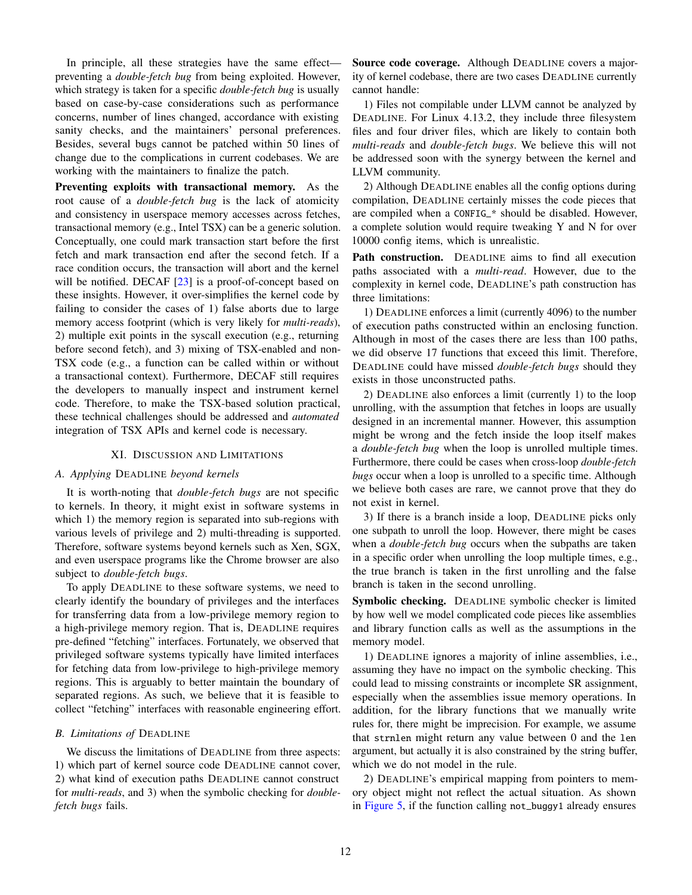In principle, all these strategies have the same effect—preventing a *double-fetch bug* from being exploited. However, which strategy is taken for a specific *double-fetch bug* is usually based on case-by-case considerations such as performance concerns, number of lines changed, accordance with existing sanity checks, and the maintainers' personal preferences. Besides, several bugs cannot be patched within 50 lines of change due to the complications in current codebases. We are working with the maintainers to finalize the patch.

**Preventing exploits with transactional memory.** As the root cause of a *double-fetch bug* is the lack of atomicity and consistency in userspace memory accesses across fetches, transactional memory (e.g., Intel TSX) can be a generic solution. Conceptually, one could mark transaction start before the first fetch and mark transaction end after the second fetch. If a race condition occurs, the transaction will abort and the kernel will be notified. DECAF [23] is a proof-of-concept based on these insights. However, it over-simplifies the kernel code by failing to consider the cases of 1) false aborts due to large memory access footprint (which is very likely for *multi-reads*), 2) multiple exit points in the syscall execution (e.g., returning before second fetch), and 3) mixing of TSX-enabled and non-TSX code (e.g., a function can be called within or without a transactional context). Furthermore, DECAF still requires the developers to manually inspect and instrument kernel code. Therefore, to make the TSX-based solution practical, these technical challenges should be addressed and *automated* integration of TSX APIs and kernel code is necessary.

## XI. Discussion and Limitations

### A. Applying Deadline beyond kernels

It is worth-noting that *double-fetch bugs* are not specific to kernels. In theory, it might exist in software systems in which 1) the memory region is separated into sub-regions with various levels of privilege and 2) multi-threading is supported. Therefore, software systems beyond kernels such as Xen, SGX, and even userspace programs like the Chrome browser are also subject to *double-fetch bugs*.

To apply Deadline to these software systems, we need to clearly identify the boundary of privileges and the interfaces for transferring data from a low-privilege memory region to a high-privilege memory region. That is, Deadline requires pre-defined "fetching" interfaces. Fortunately, we observed that privileged software systems typically have limited interfaces for fetching data from low-privilege to high-privilege memory regions. This is arguably to better maintain the boundary of separated regions. As such, we believe that it is feasible to collect "fetching" interfaces with reasonable engineering effort.

### B. Limitations of Deadline

We discuss the limitations of Deadline from three aspects: 1) which part of kernel source code Deadline cannot cover, 2) what kind of execution paths Deadline cannot construct for *multi-reads*, and 3) when the symbolic checking for *double-fetch bugs* fails.

**Source code coverage.** Although Deadline covers a majority of kernel codebase, there are two cases Deadline currently cannot handle:

1) Files not compilable under LLVM cannot be analyzed by Deadline. For Linux 4.13.2, they include three filesystem files and four driver files, which are likely to contain both *multi-reads* and *double-fetch bugs*. We believe this will not be addressed soon with the synergy between the kernel and LLVM community.

2) Although Deadline enables all the config options during compilation, Deadline certainly misses the code pieces that are compiled when a `CONFIG_*` should be disabled. However, a complete solution would require tweaking Y and N for over 10000 config items, which is unrealistic.

**Path construction.** Deadline aims to find all execution paths associated with a *multi-read*. However, due to the complexity in kernel code, Deadline's path construction has three limitations:

1) Deadline enforces a limit (currently 4096) to the number of execution paths constructed within an enclosing function. Although in most of the cases there are less than 100 paths, we did observe 17 functions that exceed this limit. Therefore, Deadline could have missed *double-fetch bugs* should they exists in those unconstructed paths.

2) Deadline also enforces a limit (currently 1) to the loop unrolling, with the assumption that fetches in loops are usually designed in an incremental manner. However, this assumption might be wrong and the fetch inside the loop itself makes a *double-fetch bug* when the loop is unrolled multiple times. Furthermore, there could be cases when cross-loop *double-fetch bugs* occur when a loop is unrolled to a specific time. Although we believe both cases are rare, we cannot prove that they do not exist in kernel.

3) If there is a branch inside a loop, Deadline picks only one subpath to unroll the loop. However, there might be cases when a *double-fetch bug* occurs when the subpaths are taken in a specific order when unrolling the loop multiple times, e.g., the true branch is taken in the first unrolling and the false branch is taken in the second unrolling.

**Symbolic checking.** Deadline symbolic checker is limited by how well we model complicated code pieces like assemblies and library function calls as well as the assumptions in the memory model.

1) Deadline ignores a majority of inline assemblies, i.e., assuming they have no impact on the symbolic checking. This could lead to missing constraints or incomplete SR assignment, especially when the assemblies issue memory operations. In addition, for the library functions that we manually write rules for, there might be imprecision. For example, we assume that `strnlen` might return any value between 0 and the `len` argument, but actually it is also constrained by the string buffer, which we do not model in the rule.

2) Deadline's empirical mapping from pointers to memory object might not reflect the actual situation. As shown in Figure 5, if the function calling `not_buggy1` already ensures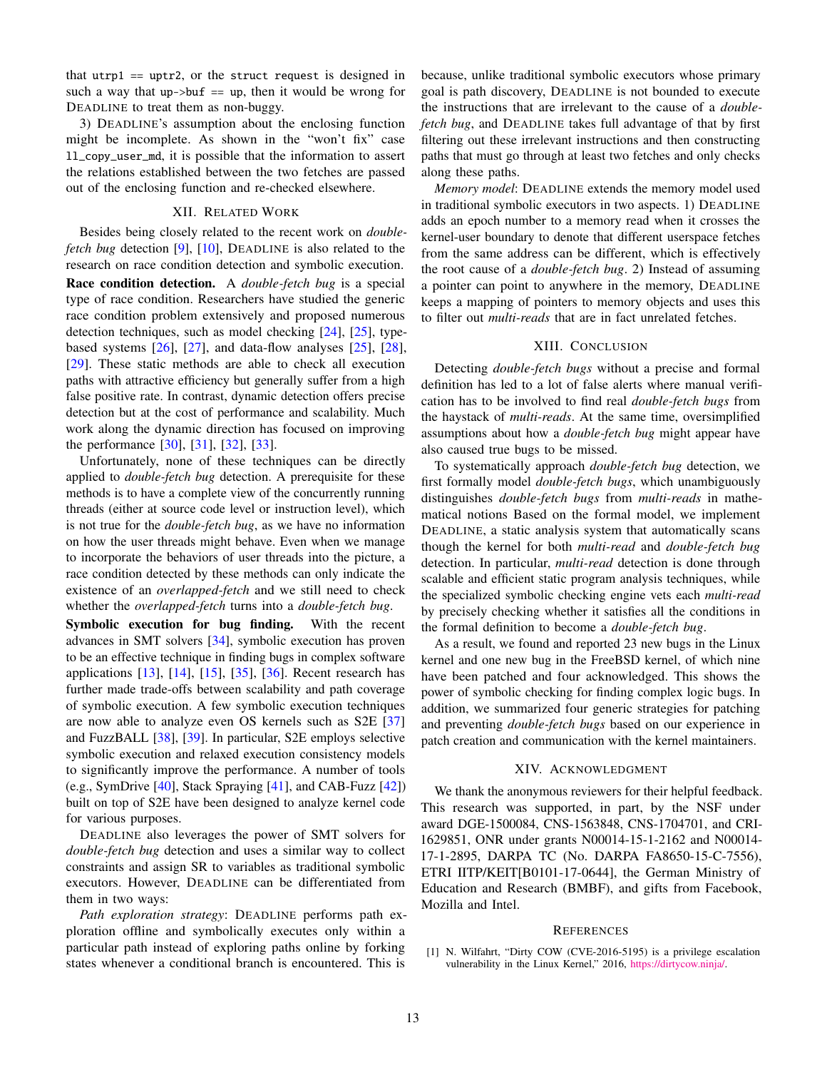that `utrp1 == uptr2`, or the `struct request` is designed in such a way that `up->buf == up`, then it would be wrong for DEADLINE to treat them as non-buggy.

3) DEADLINE's assumption about the enclosing function might be incomplete. As shown in the "won't fix" case `ll_copy_user_md`, it is possible that the information to assert the relations established between the two fetches are passed out of the enclosing function and re-checked elsewhere.

## XII. Related Work

Besides being closely related to the recent work on *double-fetch bug* detection [9], [10], DEADLINE is also related to the research on race condition detection and symbolic execution.

**Race condition detection.** A *double-fetch bug* is a special type of race condition. Researchers have studied the generic race condition problem extensively and proposed numerous detection techniques, such as model checking [24], [25], type-based systems [26], [27], and data-flow analyses [25], [28], [29]. These static methods are able to check all execution paths with attractive efficiency but generally suffer from a high false positive rate. In contrast, dynamic detection offers precise detection but at the cost of performance and scalability. Much work along the dynamic direction has focused on improving the performance [30], [31], [32], [33].

Unfortunately, none of these techniques can be directly applied to *double-fetch bug* detection. A prerequisite for these methods is to have a complete view of the concurrently running threads (either at source code level or instruction level), which is not true for the *double-fetch bug*, as we have no information on how the user threads might behave. Even when we manage to incorporate the behaviors of user threads into the picture, a race condition detected by these methods can only indicate the existence of an *overlapped-fetch* and we still need to check whether the *overlapped-fetch* turns into a *double-fetch bug*.

**Symbolic execution for bug finding.** With the recent advances in SMT solvers [34], symbolic execution has proven to be an effective technique in finding bugs in complex software applications [13], [14], [15], [35], [36]. Recent research has further made trade-offs between scalability and path coverage of symbolic execution. A few symbolic execution techniques are now able to analyze even OS kernels such as S2E [37] and FuzzBALL [38], [39]. In particular, S2E employs selective symbolic execution and relaxed execution consistency models to significantly improve the performance. A number of tools (e.g., SymDrive [40], Stack Spraying [41], and CAB-Fuzz [42]) built on top of S2E have been designed to analyze kernel code for various purposes.

DEADLINE also leverages the power of SMT solvers for *double-fetch bug* detection and uses a similar way to collect constraints and assign SR to variables as traditional symbolic executors. However, DEADLINE can be differentiated from them in two ways:

*Path exploration strategy*: DEADLINE performs path exploration offline and symbolically executes only within a particular path instead of exploring paths online by forking states whenever a conditional branch is encountered. This is because, unlike traditional symbolic executors whose primary goal is path discovery, DEADLINE is not bounded to execute the instructions that are irrelevant to the cause of a *double-fetch bug*, and DEADLINE takes full advantage of that by first filtering out these irrelevant instructions and then constructing paths that must go through at least two fetches and only checks along these paths.

*Memory model*: DEADLINE extends the memory model used in traditional symbolic executors in two aspects. 1) DEADLINE adds an epoch number to a memory read when it crosses the kernel-user boundary to denote that different userspace fetches from the same address can be different, which is effectively the root cause of a *double-fetch bug*. 2) Instead of assuming a pointer can point to anywhere in the memory, DEADLINE keeps a mapping of pointers to memory objects and uses this to filter out *multi-reads* that are in fact unrelated fetches.

## XIII. Conclusion

Detecting *double-fetch bugs* without a precise and formal definition has led to a lot of false alerts where manual verification has to be involved to find real *double-fetch bugs* from the haystack of *multi-reads*. At the same time, oversimplified assumptions about how a *double-fetch bug* might appear have also caused true bugs to be missed.

To systematically approach *double-fetch bug* detection, we first formally model *double-fetch bugs*, which unambiguously distinguishes *double-fetch bugs* from *multi-reads* in mathematical notions Based on the formal model, we implement DEADLINE, a static analysis system that automatically scans though the kernel for both *multi-read* and *double-fetch bug* detection. In particular, *multi-read* detection is done through scalable and efficient static program analysis techniques, while the specialized symbolic checking engine vets each *multi-read* by precisely checking whether it satisfies all the conditions in the formal definition to become a *double-fetch bug*.

As a result, we found and reported 23 new bugs in the Linux kernel and one new bug in the FreeBSD kernel, of which nine have been patched and four acknowledged. This shows the power of symbolic checking for finding complex logic bugs. In addition, we summarized four generic strategies for patching and preventing *double-fetch bugs* based on our experience in patch creation and communication with the kernel maintainers.

## XIV. Acknowledgment

We thank the anonymous reviewers for their helpful feedback. This research was supported, in part, by the NSF under award DGE-1500084, CNS-1563848, CNS-1704701, and CRI-1629851, ONR under grants N00014-15-1-2162 and N00014-17-1-2895, DARPA TC (No. DARPA FA8650-15-C-7556), ETRI IITP/KEIT[B0101-17-0644], the German Ministry of Education and Research (BMBF), and gifts from Facebook, Mozilla and Intel.

## References

[1] N. Wilfahrt, "Dirty COW (CVE-2016-5195) is a privilege escalation vulnerability in the Linux Kernel," 2016, https://dirtycow.ninja/.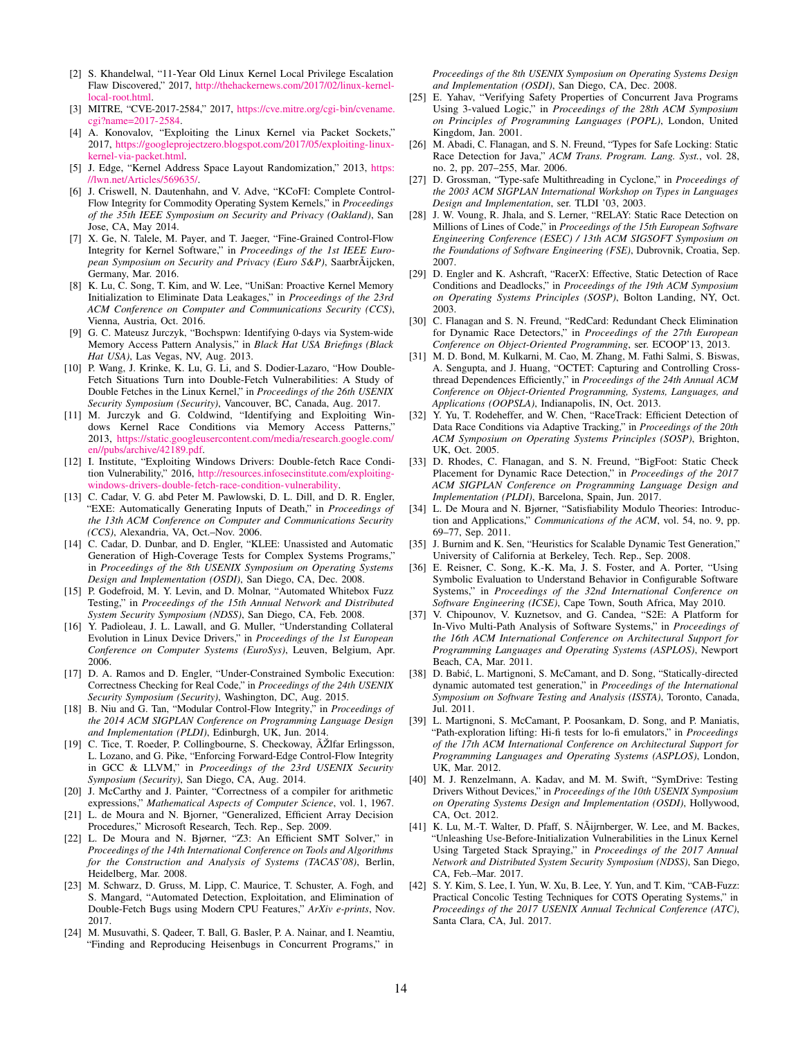[2] S. Khandelwal, "11-Year Old Linux Kernel Local Privilege Escalation Flaw Discovered," 2017, http://thehackernews.com/2017/02/linux-kernel-local-root.html.

[3] MITRE, "CVE-2017-2584," 2017, https://cve.mitre.org/cgi-bin/cvename.cgi?name=2017-2584.

[4] A. Konovalov, "Exploiting the Linux Kernel via Packet Sockets," 2017, https://googleprojectzero.blogspot.com/2017/05/exploiting-linux-kernel-via-packet.html.

[5] J. Edge, "Kernel Address Space Layout Randomization," 2013, https://lwn.net/Articles/569635/.

[6] J. Criswell, N. Dautenhahn, and V. Adve, "KCoFI: Complete Control-Flow Integrity for Commodity Operating System Kernels," in *Proceedings of the 35th IEEE Symposium on Security and Privacy (Oakland)*, San Jose, CA, May 2014.

[7] X. Ge, N. Talele, M. Payer, and T. Jaeger, "Fine-Grained Control-Flow Integrity for Kernel Software," in *Proceedings of the 1st IEEE European Symposium on Security and Privacy (Euro S&P)*, SaarbrÃijcken, Germany, Mar. 2016.

[8] K. Lu, C. Song, T. Kim, and W. Lee, "UniSan: Proactive Kernel Memory Initialization to Eliminate Data Leakages," in *Proceedings of the 23rd ACM Conference on Computer and Communications Security (CCS)*, Vienna, Austria, Oct. 2016.

[9] G. C. Mateusz Jurczyk, "Bochspwn: Identifying 0-days via System-wide Memory Access Pattern Analysis," in *Black Hat USA Briefings (Black Hat USA)*, Las Vegas, NV, Aug. 2013.

[10] P. Wang, J. Krinke, K. Lu, G. Li, and S. Dodier-Lazaro, "How Double-Fetch Situations Turn into Double-Fetch Vulnerabilities: A Study of Double Fetches in the Linux Kernel," in *Proceedings of the 26th USENIX Security Symposium (Security)*, Vancouver, BC, Canada, Aug. 2017.

[11] M. Jurczyk and G. Coldwind, "Identifying and Exploiting Windows Kernel Race Conditions via Memory Access Patterns," 2013, https://static.googleusercontent.com/media/research.google.com/en//pubs/archive/42189.pdf.

[12] I. Institute, "Exploiting Windows Drivers: Double-fetch Race Condition Vulnerability," 2016, http://resources.infosecinstitute.com/exploiting-windows-drivers-double-fetch-race-condition-vulnerability.

[13] C. Cadar, V. G. abd Peter M. Pawlowski, D. L. Dill, and D. R. Engler, "EXE: Automatically Generating Inputs of Death," in *Proceedings of the 13th ACM Conference on Computer and Communications Security (CCS)*, Alexandria, VA, Oct.–Nov. 2006.

[14] C. Cadar, D. Dunbar, and D. Engler, "KLEE: Unassisted and Automatic Generation of High-Coverage Tests for Complex Systems Programs," in *Proceedings of the 8th USENIX Symposium on Operating Systems Design and Implementation (OSDI)*, San Diego, CA, Dec. 2008.

[15] P. Godefroid, M. Y. Levin, and D. Molnar, "Automated Whitebox Fuzz Testing," in *Proceedings of the 15th Annual Network and Distributed System Security Symposium (NDSS)*, San Diego, CA, Feb. 2008.

[16] Y. Padioleau, J. L. Lawall, and G. Muller, "Understanding Collateral Evolution in Linux Device Drivers," in *Proceedings of the 1st European Conference on Computer Systems (EuroSys)*, Leuven, Belgium, Apr. 2006.

[17] D. A. Ramos and D. Engler, "Under-Constrained Symbolic Execution: Correctness Checking for Real Code," in *Proceedings of the 24th USENIX Security Symposium (Security)*, Washington, DC, Aug. 2015.

[18] B. Niu and G. Tan, "Modular Control-Flow Integrity," in *Proceedings of the 2014 ACM SIGPLAN Conference on Programming Language Design and Implementation (PLDI)*, Edinburgh, UK, Jun. 2014.

[19] C. Tice, T. Roeder, P. Collingbourne, S. Checkoway, ÃŽlfar Erlingsson, L. Lozano, and G. Pike, "Enforcing Forward-Edge Control-Flow Integrity in GCC & LLVM," in *Proceedings of the 23rd USENIX Security Symposium (Security)*, San Diego, CA, Aug. 2014.

[20] J. McCarthy and J. Painter, "Correctness of a compiler for arithmetic expressions," *Mathematical Aspects of Computer Science*, vol. 1, 1967.

[21] L. de Moura and N. Bjorner, "Generalized, Efficient Array Decision Procedures," Microsoft Research, Tech. Rep., Sep. 2009.

[22] L. De Moura and N. Bjørner, "Z3: An Efficient SMT Solver," in *Proceedings of the 14th International Conference on Tools and Algorithms for the Construction and Analysis of Systems (TACAS'08)*, Berlin, Heidelberg, Mar. 2008.

[23] M. Schwarz, D. Gruss, M. Lipp, C. Maurice, T. Schuster, A. Fogh, and S. Mangard, "Automated Detection, Exploitation, and Elimination of Double-Fetch Bugs using Modern CPU Features," *ArXiv e-prints*, Nov. 2017.

[24] M. Musuvathi, S. Qadeer, T. Ball, G. Basler, P. A. Nainar, and I. Neamtiu, "Finding and Reproducing Heisenbugs in Concurrent Programs," in *Proceedings of the 8th USENIX Symposium on Operating Systems Design and Implementation (OSDI)*, San Diego, CA, Dec. 2008.

[25] E. Yahav, "Verifying Safety Properties of Concurrent Java Programs Using 3-valued Logic," in *Proceedings of the 28th ACM Symposium on Principles of Programming Languages (POPL)*, London, United Kingdom, Jan. 2001.

[26] M. Abadi, C. Flanagan, and S. N. Freund, "Types for Safe Locking: Static Race Detection for Java," *ACM Trans. Program. Lang. Syst.*, vol. 28, no. 2, pp. 207–255, Mar. 2006.

[27] D. Grossman, "Type-safe Multithreading in Cyclone," in *Proceedings of the 2003 ACM SIGPLAN International Workshop on Types in Languages Design and Implementation*, ser. TLDI '03, 2003.

[28] J. W. Voung, R. Jhala, and S. Lerner, "RELAY: Static Race Detection on Millions of Lines of Code," in *Proceedings of the 15th European Software Engineering Conference (ESEC) / 13th ACM SIGSOFT Symposium on the Foundations of Software Engineering (FSE)*, Dubrovnik, Croatia, Sep. 2007.

[29] D. Engler and K. Ashcraft, "RacerX: Effective, Static Detection of Race Conditions and Deadlocks," in *Proceedings of the 19th ACM Symposium on Operating Systems Principles (SOSP)*, Bolton Landing, NY, Oct. 2003.

[30] C. Flanagan and S. N. Freund, "RedCard: Redundant Check Elimination for Dynamic Race Detectors," in *Proceedings of the 27th European Conference on Object-Oriented Programming*, ser. ECOOP'13, 2013.

[31] M. D. Bond, M. Kulkarni, M. Cao, M. Zhang, M. Fathi Salmi, S. Biswas, A. Sengupta, and J. Huang, "OCTET: Capturing and Controlling Cross-thread Dependences Efficiently," in *Proceedings of the 24th Annual ACM Conference on Object-Oriented Programming, Systems, Languages, and Applications (OOPSLA)*, Indianapolis, IN, Oct. 2013.

[32] Y. Yu, T. Rodeheffer, and W. Chen, "RaceTrack: Efficient Detection of Data Race Conditions via Adaptive Tracking," in *Proceedings of the 20th ACM Symposium on Operating Systems Principles (SOSP)*, Brighton, UK, Oct. 2005.

[33] D. Rhodes, C. Flanagan, and S. N. Freund, "BigFoot: Static Check Placement for Dynamic Race Detection," in *Proceedings of the 2017 ACM SIGPLAN Conference on Programming Language Design and Implementation (PLDI)*, Barcelona, Spain, Jun. 2017.

[34] L. De Moura and N. Bjørner, "Satisfiability Modulo Theories: Introduction and Applications," *Communications of the ACM*, vol. 54, no. 9, pp. 69–77, Sep. 2011.

[35] J. Burnim and K. Sen, "Heuristics for Scalable Dynamic Test Generation," University of California at Berkeley, Tech. Rep., Sep. 2008.

[36] E. Reisner, C. Song, K.-K. Ma, J. S. Foster, and A. Porter, "Using Symbolic Evaluation to Understand Behavior in Configurable Software Systems," in *Proceedings of the 32nd International Conference on Software Engineering (ICSE)*, Cape Town, South Africa, May 2010.

[37] V. Chipounov, V. Kuznetsov, and G. Candea, "S2E: A Platform for In-Vivo Multi-Path Analysis of Software Systems," in *Proceedings of the 16th ACM International Conference on Architectural Support for Programming Languages and Operating Systems (ASPLOS)*, Newport Beach, CA, Mar. 2011.

[38] D. Babić, L. Martignoni, S. McCamant, and D. Song, "Statically-directed dynamic automated test generation," in *Proceedings of the International Symposium on Software Testing and Analysis (ISSTA)*, Toronto, Canada, Jul. 2011.

[39] L. Martignoni, S. McCamant, P. Poosankam, D. Song, and P. Maniatis, "Path-exploration lifting: Hi-fi tests for lo-fi emulators," in *Proceedings of the 17th ACM International Conference on Architectural Support for Programming Languages and Operating Systems (ASPLOS)*, London, UK, Mar. 2012.

[40] M. J. Renzelmann, A. Kadav, and M. M. Swift, "SymDrive: Testing Drivers Without Devices," in *Proceedings of the 10th USENIX Symposium on Operating Systems Design and Implementation (OSDI)*, Hollywood, CA, Oct. 2012.

[41] K. Lu, M.-T. Walter, D. Pfaff, S. NÃijrnberger, W. Lee, and M. Backes, "Unleashing Use-Before-Initialization Vulnerabilities in the Linux Kernel Using Targeted Stack Spraying," in *Proceedings of the 2017 Annual Network and Distributed System Security Symposium (NDSS)*, San Diego, CA, Feb.–Mar. 2017.

[42] S. Y. Kim, S. Lee, I. Yun, W. Xu, B. Lee, Y. Yun, and T. Kim, "CAB-Fuzz: Practical Concolic Testing Techniques for COTS Operating Systems," in *Proceedings of the 2017 USENIX Annual Technical Conference (ATC)*, Santa Clara, CA, Jul. 2017.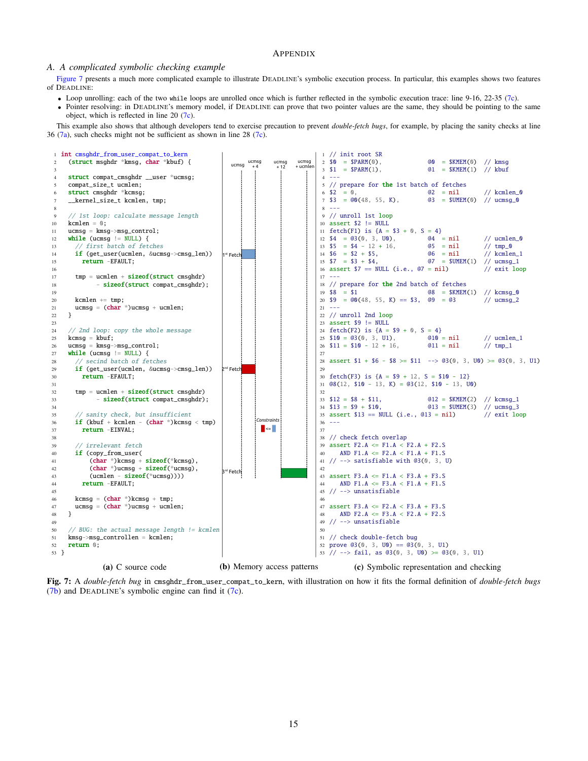# Appendix

## A. A complicated symbolic checking example

Figure 7 presents a much more complicated example to illustrate DEADLINE's symbolic execution process. In particular, this examples shows two features of DEADLINE:

- Loop unrolling: each of the two `while` loops are unrolled once which is further reflected in the symbolic execution trace: line 9-16, 22-35 (7c).
- Pointer resolving: in DEADLINE's memory model, if DEADLINE can prove that two pointer values are the same, they should be pointing to the same object, which is reflected in line 20 (7c).

This example also shows that although developers tend to exercise precaution to prevent *double-fetch bugs*, for example, by placing the sanity checks at line 36 (7a), such checks might not be sufficient as shown in line 28 (7c).

```c
1  int cmsghdr_from_user_compat_to_kern
2    (struct msghdr *kmsg, char *kbuf) {
3
4    struct compat_cmsghdr __user *ucmsg;
5    compat_size_t ucmlen;
6    struct cmsghdr *kcmsg;
7    __kernel_size_t kcmlen, tmp;
8
9    // 1st loop: calculate message length
10   kcmlen = 0;
11   ucmsg = kmsg->msg_control;
12   while (ucmsg != NULL) {
13     // first batch of fetches
14     if (get_user(ucmlen, &ucmsg->cmsg_len))
15       return -EFAULT;
16
17     tmp = ucmlen + sizeof(struct cmsghdr)
18           - sizeof(struct compat_cmsghdr);
19
20     kcmlen += tmp;
21     ucmsg = (char *)ucmsg + ucmlen;
22   }
23
24   // 2nd loop: copy the whole message
25   kcmsg = kbuf;
26   ucmsg = kmsg->msg_control;
27   while (ucmsg != NULL) {
28     // second batch of fetches
29     if (get_user(ucmlen, &ucmsg->cmsg_len))
30       return -EFAULT;
31
32     tmp = ucmlen + sizeof(struct cmsghdr)
33           - sizeof(struct compat_cmsghdr);
34
35     // sanity check, but insufficient
36     if (kbuf + kcmlen - (char *)kcmsg < tmp)
37       return -EINVAL;
38
39     // irrelevant fetch
40     if (copy_from_user(
41         (char *)kcmsg + sizeof(*kcmsg),
42         (char *)ucmsg + sizeof(*ucmsg),
43         (ucmlen - sizeof(*ucmsg))))
44       return -EFAULT;
45
46     kcmsg = (char *)kcmsg + tmp;
47     ucmsg = (char *)ucmsg + ucmlen;
48   }
49
50   // BUG: the actual message length != kcmlen
51   kmsg->msg_controllen = kcmlen;
52   return 0;
53 }
```

(a) C source code

(b) Memory access patterns

```
1  // init root SR
2  $0  = $PARM(0),              @0  = $KMEM(0)  // kmsg
3  $1  = $PARM(1),              @1  = $KMEM(1)  // kbuf
4  ---
5  // prepare for the 1st batch of fetches
6  $2  = 0,                     @2  = nil       // kcmlen_0
7  $3  = @0(48, 55, K),         @3  = $UMEM(0)  // ucmsg_0
8  ---
9  // unroll 1st loop
10 assert $2 != NULL
11 fetch(F1) is {A = $3 + 0, S = 4}
12 $4  = @3(0, 3, U0),          @4  = nil       // ucmlen_0
13 $5  = $4 - 12 + 16,          @5  = nil       // tmp_0
14 $6  = $2 + $5,               @6  = nil       // kcmlen_1
15 $7  = $3 + $4,               @7  = $UMEM(1)  // ucmsg_1
16 assert $7 == NULL (i.e., @7 = nil)           // exit loop
17 ---
18 // prepare for the 2nd batch of fetches
19 $8  = $1                     @8  = $KMEM(1)  // kcmsg_0
20 $9  = @0(48, 55, K) == $3,   @9  = @3        // ucmsg_2
21 ---
22 // unroll 2nd loop
23 assert $9 != NULL
24 fetch(F2) is {A = $9 + 0, S = 4}
25 $10 = @3(0, 3, U1),          @10 = nil       // ucmlen_1
26 $11 = $10 - 12 + 16,         @11 = nil       // tmp_1
27
28 assert $1 + $6 - $8 >= $11  --> @3(0, 3, U0) >= @3(0, 3, U1)
29
30 fetch(F3) is {A = $9 + 12, S = $10 - 12}
31 @8(12, $10 - 13, K) = @3(12, $10 - 13, U0)
32
33 $12 = $8 + $11,              @12 = $KMEM(2)  // kcmsg_1
34 $13 = $9 + $10,              @13 = $UMEM(3)  // ucmsg_3
35 assert $13 == NULL (i.e., @13 = nil)         // exit loop
36 ---
37
38 // check fetch overlap
39 assert F2.A <= F1.A < F2.A + F2.S
40    AND F1.A <= F2.A < F1.A + F1.S
41 // --> satisfiable with @3(0, 3, U)
42
43 assert F3.A <= F1.A < F3.A + F3.S
44    AND F1.A <= F3.A < F1.A + F1.S
45 // --> unsatisfiable
46
47 assert F3.A <= F2.A < F3.A + F3.S
48    AND F2.A <= F3.A < F2.A + F2.S
49 // --> unsatisfiable
50
51 // check double-fetch bug
52 prove @3(0, 3, U0) == @3(0, 3, U1)
53 // --> fail, as @3(0, 3, U0) >= @3(0, 3, U1)
```

(c) Symbolic representation and checking

**Fig. 7:** A *double-fetch bug* in `cmsghdr_from_user_compat_to_kern`, with illustration on how it fits the formal definition of *double-fetch bugs* (7b) and DEADLINE's symbolic engine can find it (7c).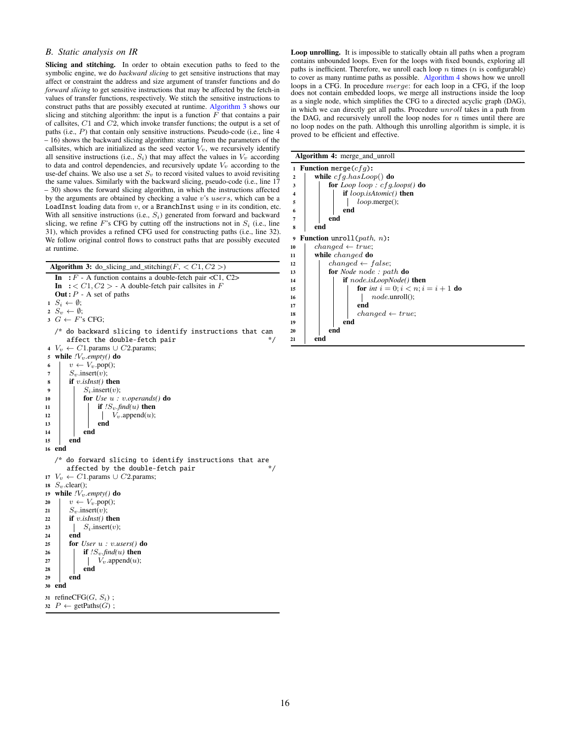### B. Static analysis on IR

**Slicing and stitching.** In order to obtain execution paths to feed to the symbolic engine, we do *backward slicing* to get sensitive instructions that may affect or constraint the address and size argument of transfer functions and do *forward slicing* to get sensitive instructions that may be affected by the fetch-in values of transfer functions, respectively. We stitch the sensitive instructions to construct paths that are possibly executed at runtime. Algorithm 3 shows our slicing and stitching algorithm: the input is a function $F$ that contains a pair of callsites, $C1$ and $C2$, which invoke transfer functions; the output is a set of paths (i.e., $P$) that contain only sensitive instructions. Pseudo-code (i.e., line 4 – 16) shows the backward slicing algorithm: starting from the parameters of the callsites, which are initialized as the seed vector $V_v$, we recursively identify all sensitive instructions (i.e., $S_i$) that may affect the values in $V_v$ according to data and control dependencies, and recursively update $V_v$ according to the use-def chains. We also use a set $S_v$ to record visited values to avoid revisiting the same values. Similarly with the backward slicing, pseudo-code (i.e., line 17 – 30) shows the forward slicing algorithm, in which the instructions affected by the arguments are obtained by checking a value $v$'s $users$, which can be a `LoadInst` loading data from $v$, or a `BranchInst` using $v$ in its condition, etc. With all sensitive instructions (i.e., $S_i$) generated from forward and backward slicing, we refine $F$'s CFG by cutting off the instructions not in $S_i$ (i.e., line 31), which provides a refined CFG used for constructing paths (i.e., line 32). We follow original control flows to construct paths that are possibly executed at runtime.

**Algorithm 3:** do_slicing_and_stitching($F$, $<C1, C2>$)

```
In  : F - A function contains a double-fetch pair <C1, C2>
In  : <C1, C2> - A double-fetch pair callsites in F
Out : P - A set of paths
1  S_i ← ∅;
2  S_v ← ∅;
3  G ← F's CFG;
   /* do backward slicing to identify instructions that can
      affect the double-fetch pair                          */
4  V_v ← C1.params ∪ C2.params;
5  while !V_v.empty() do
6      v ← V_v.pop();
7      S_v.insert(v);
8      if v.isInst() then
9          S_i.insert(v);
10         for Use u : v.operands() do
11             if !S_v.find(u) then
12                 V_v.append(u);
13             end
14         end
15     end
16 end
   /* do forward slicing to identify instructions that are
      affected by the double-fetch pair                     */
17 V_v ← C1.params ∪ C2.params;
18 S_v.clear();
19 while !V_v.empty() do
20     v ← V_v.pop();
21     S_v.insert(v);
22     if v.isInst() then
23         S_i.insert(v);
24     end
25     for User u : v.users() do
26         if !S_v.find(u) then
27             V_v.append(u);
28         end
29     end
30 end
31 refineCFG(G, S_i) ;
32 P ← getPaths(G) ;
```

**Loop unrolling.** It is impossible to statically obtain all paths when a program contains unbounded loops. Even for the loops with fixed bounds, exploring all paths is inefficient. Therefore, we unroll each loop $n$ times ($n$ is configurable) to cover as many runtime paths as possible. Algorithm 4 shows how we unroll loops in a CFG. In procedure $merge$: for each loop in a CFG, if the loop does not contain embedded loops, we merge all instructions inside the loop as a single node, which simplifies the CFG to a directed acyclic graph (DAG), in which we can directly get all paths. Procedure $unroll$ takes in a path from the DAG, and recursively unroll the loop nodes for $n$ times until there are no loop nodes on the path. Although this unrolling algorithm is simple, it is proved to be efficient and effective.

**Algorithm 4:** merge_and_unroll

```
1  Function merge(cfg):
2      while cfg.hasLoop() do
3          for Loop loop : cfg.loops() do
4              if loop.isAtomic() then
5                  loop.merge();
6              end
7          end
8      end
9  Function unroll(path, n):
10     changed ← true;
11     while changed do
12         changed ← false;
13         for Node node : path do
14             if node.isLoopNode() then
15                 for int i = 0; i < n; i = i + 1 do
16                     node.unroll();
17                 end
18                 changed ← true;
19             end
20         end
21     end
```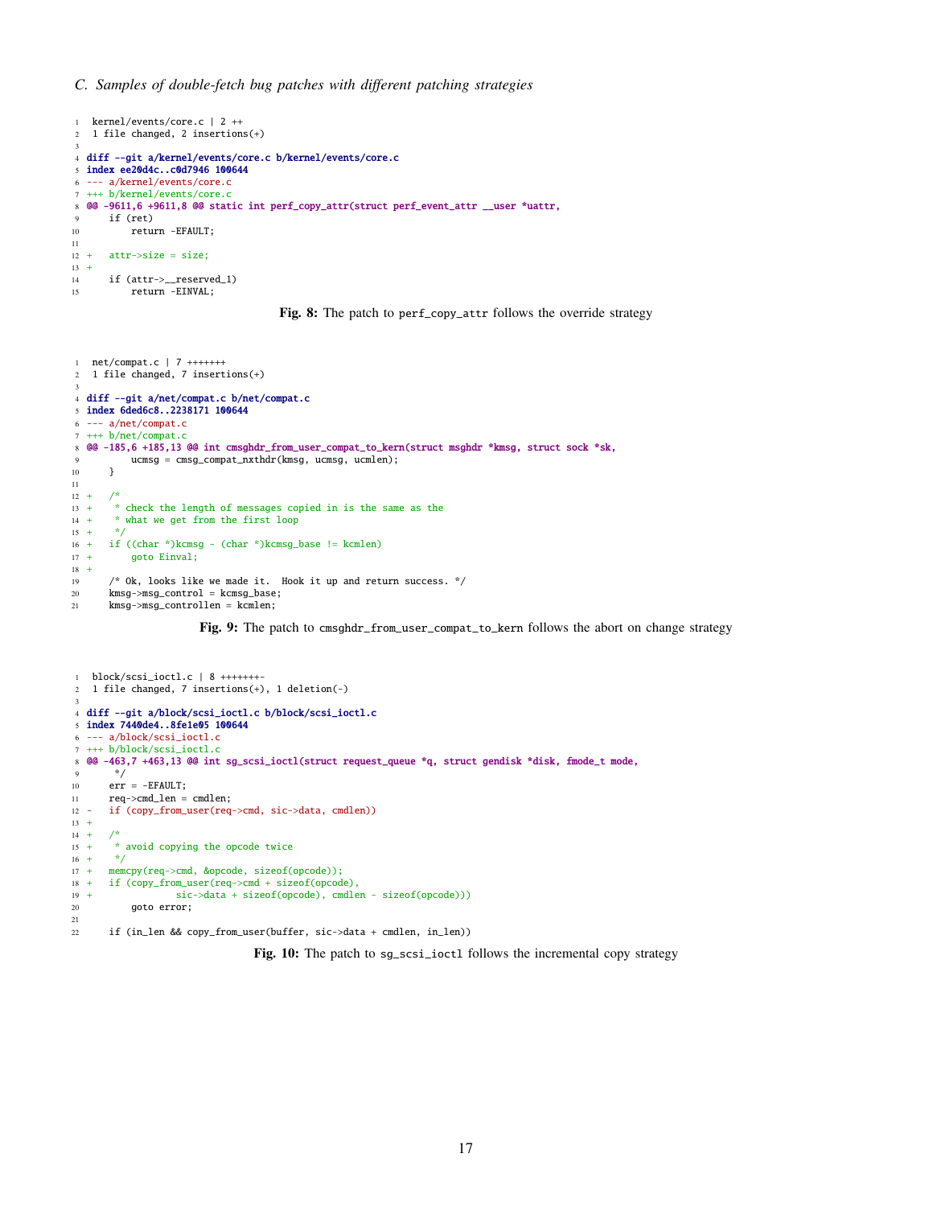### C. Samples of double-fetch bug patches with different patching strategies

```
 kernel/events/core.c | 2 ++
 1 file changed, 2 insertions(+)

diff --git a/kernel/events/core.c b/kernel/events/core.c
index ee20d4c..c0d7946 100644
--- a/kernel/events/core.c
+++ b/kernel/events/core.c
@@ -9611,6 +9611,8 @@ static int perf_copy_attr(struct perf_event_attr __user *uattr,
    if (ret)
        return -EFAULT;

+   attr->size = size;
+
    if (attr->__reserved_1)
        return -EINVAL;
```

**Fig. 8:** The patch to `perf_copy_attr` follows the override strategy

```
 net/compat.c | 7 +++++++
 1 file changed, 7 insertions(+)

diff --git a/net/compat.c b/net/compat.c
index 6ded6c8..2238171 100644
--- a/net/compat.c
+++ b/net/compat.c
@@ -185,6 +185,13 @@ int cmsghdr_from_user_compat_to_kern(struct msghdr *kmsg, struct sock *sk,
        ucmsg = cmsg_compat_nxthdr(kmsg, ucmsg, ucmlen);
    }

+   /*
+    * check the length of messages copied in is the same as the
+    * what we get from the first loop
+    */
+   if ((char *)kcmsg - (char *)kcmsg_base != kcmlen)
+       goto Einval;
+
    /* Ok, looks like we made it.  Hook it up and return success. */
    kmsg->msg_control = kcmsg_base;
    kmsg->msg_controllen = kcmlen;
```

**Fig. 9:** The patch to `cmsghdr_from_user_compat_to_kern` follows the abort on change strategy

```
 block/scsi_ioctl.c | 8 +++++++-
 1 file changed, 7 insertions(+), 1 deletion(-)

diff --git a/block/scsi_ioctl.c b/block/scsi_ioctl.c
index 7440de4..8fe1e05 100644
--- a/block/scsi_ioctl.c
+++ b/block/scsi_ioctl.c
@@ -463,7 +463,13 @@ int sg_scsi_ioctl(struct request_queue *q, struct gendisk *disk, fmode_t mode,
     */
    err = -EFAULT;
    req->cmd_len = cmdlen;
-   if (copy_from_user(req->cmd, sic->data, cmdlen))
+
+   /*
+    * avoid copying the opcode twice
+    */
+   memcpy(req->cmd, &opcode, sizeof(opcode));
+   if (copy_from_user(req->cmd + sizeof(opcode),
+              sic->data + sizeof(opcode), cmdlen - sizeof(opcode)))
        goto error;

    if (in_len && copy_from_user(buffer, sic->data + cmdlen, in_len))
```

**Fig. 10:** The patch to `sg_scsi_ioctl` follows the incremental copy strategy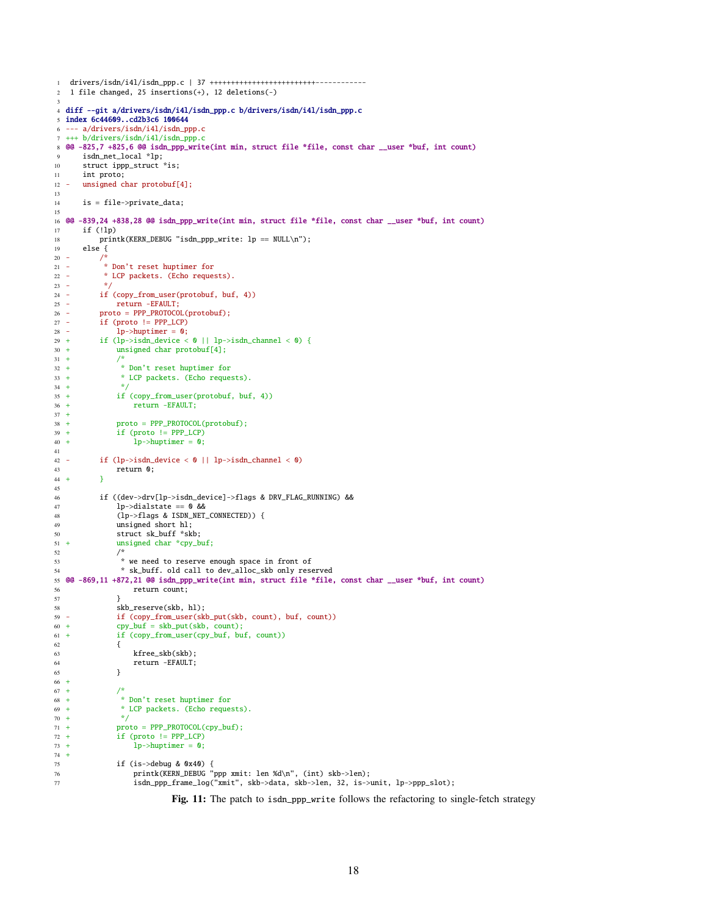```
 drivers/isdn/i4l/isdn_ppp.c | 37 +++++++++++++++++++++++++------------
 1 file changed, 25 insertions(+), 12 deletions(-)

diff --git a/drivers/isdn/i4l/isdn_ppp.c b/drivers/isdn/i4l/isdn_ppp.c
index 6c44609..cd2b3c6 100644
--- a/drivers/isdn/i4l/isdn_ppp.c
+++ b/drivers/isdn/i4l/isdn_ppp.c
@@ -825,7 +825,6 @@ isdn_ppp_write(int min, struct file *file, const char __user *buf, int count)
 	isdn_net_local *lp;
 	struct ippp_struct *is;
 	int proto;
-	unsigned char protobuf[4];

 	is = file->private_data;

@@ -839,24 +838,28 @@ isdn_ppp_write(int min, struct file *file, const char __user *buf, int count)
 	if (!lp)
 		printk(KERN_DEBUG "isdn_ppp_write: lp == NULL\n");
 	else {
-		/*
-		 * Don't reset huptimer for
-		 * LCP packets. (Echo requests).
-		 */
-		if (copy_from_user(protobuf, buf, 4))
-			return -EFAULT;
-		proto = PPP_PROTOCOL(protobuf);
-		if (proto != PPP_LCP)
-			lp->huptimer = 0;
+		if (lp->isdn_device < 0 || lp->isdn_channel < 0) {
+			unsigned char protobuf[4];
+			/*
+			 * Don't reset huptimer for
+			 * LCP packets. (Echo requests).
+			 */
+			if (copy_from_user(protobuf, buf, 4))
+				return -EFAULT;
+
+			proto = PPP_PROTOCOL(protobuf);
+			if (proto != PPP_LCP)
+				lp->huptimer = 0;

-		if (lp->isdn_device < 0 || lp->isdn_channel < 0)
 			return 0;
+		}

 		if ((dev->drv[lp->isdn_device]->flags & DRV_FLAG_RUNNING) &&
 			lp->dialstate == 0 &&
 			(lp->flags & ISDN_NET_CONNECTED)) {
 			unsigned short hl;
 			struct sk_buff *skb;
+			unsigned char *cpy_buf;
 			/*
 			 * we need to reserve enough space in front of
 			 * sk_buff. old call to dev_alloc_skb only reserved
@@ -869,11 +872,21 @@ isdn_ppp_write(int min, struct file *file, const char __user *buf, int count)
 				return count;
 			}
 			skb_reserve(skb, hl);
-			if (copy_from_user(skb_put(skb, count), buf, count))
+			cpy_buf = skb_put(skb, count);
+			if (copy_from_user(cpy_buf, buf, count))
 			{
 				kfree_skb(skb);
 				return -EFAULT;
 			}
+
+			/*
+			 * Don't reset huptimer for
+			 * LCP packets. (Echo requests).
+			 */
+			proto = PPP_PROTOCOL(cpy_buf);
+			if (proto != PPP_LCP)
+				lp->huptimer = 0;
+
 			if (is->debug & 0x40) {
 				printk(KERN_DEBUG "ppp xmit: len %d\n", (int) skb->len);
 				isdn_ppp_frame_log("xmit", skb->data, skb->len, 32, is->unit, lp->ppp_slot);
```

**Fig. 11:** The patch to isdn_ppp_write follows the refactoring to single-fetch strategy